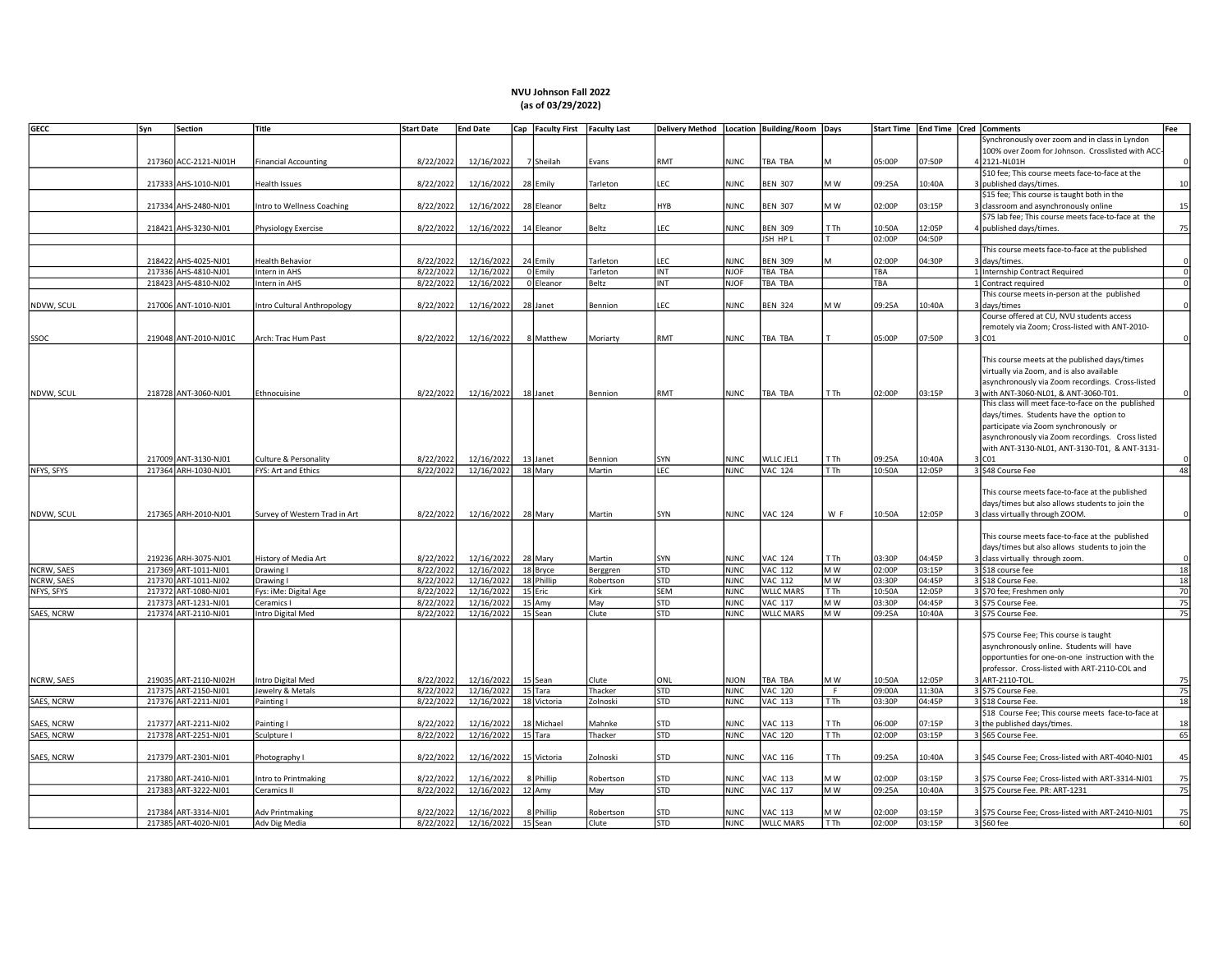## NVU Johnson Fall 2022
## (as of 03/29/2022)

| GECC | Syn | Section | Title | Start Date | End Date | Cap | Faculty First | Faculty Last | Delivery Method | Location | Building/Room | Days | Start Time | End Time | Cred | Comments | Fee |
|---|---|---|---|---|---|---|---|---|---|---|---|---|---|---|---|---|---|
| | 217360 | ACC-2121-NJ01H | Financial Accounting | 8/22/2022 | 12/16/2022 | 7 | Sheilah | Evans | RMT | NJNC | TBA TBA | M | 05:00P | 07:50P | 4 | Synchronously over zoom and in class in Lyndon 100% over Zoom for Johnson. Crosslisted with ACC-2121-NL01H | 0 |
| | 217333 | AHS-1010-NJ01 | Health Issues | 8/22/2022 | 12/16/2022 | 28 | Emily | Tarleton | LEC | NJNC | BEN 307 | M W | 09:25A | 10:40A | 3 | $10 fee; This course meets face-to-face at the published days/times. | 10 |
| | 217334 | AHS-2480-NJ01 | Intro to Wellness Coaching | 8/22/2022 | 12/16/2022 | 28 | Eleanor | Beltz | HYB | NJNC | BEN 307 | M W | 02:00P | 03:15P | 3 | $15 fee; This course is taught both in the classroom and asynchronously online | 15 |
| | 218421 | AHS-3230-NJ01 | Physiology Exercise | 8/22/2022 | 12/16/2022 | 14 | Eleanor | Beltz | LEC | NJNC | BEN 309 | T Th | 10:50A | 12:05P | 4 | $75 lab fee; This course meets face-to-face at the published days/times. | 75 |
| | | | | | | | | | | | JSH HP L | T | 02:00P | 04:50P | | | |
| | 218422 | AHS-4025-NJ01 | Health Behavior | 8/22/2022 | 12/16/2022 | 24 | Emily | Tarleton | LEC | NJNC | BEN 309 | M | 02:00P | 04:30P | 3 | This course meets face-to-face at the published days/times. | 0 |
| | 217336 | AHS-4810-NJ01 | Intern in AHS | 8/22/2022 | 12/16/2022 | 0 | Emily | Tarleton | INT | NJOF | TBA TBA | | TBA | | 1 | Internship Contract Required | 0 |
| | 218423 | AHS-4810-NJ02 | Intern in AHS | 8/22/2022 | 12/16/2022 | 0 | Eleanor | Beltz | INT | NJOF | TBA TBA | | TBA | | 1 | Contract required | 0 |
| NDVW, SCUL | 217006 | ANT-1010-NJ01 | Intro Cultural Anthropology | 8/22/2022 | 12/16/2022 | 28 | Janet | Bennion | LEC | NJNC | BEN 324 | M W | 09:25A | 10:40A | 3 | This course meets in-person at the published days/times | 0 |
| SSOC | 219048 | ANT-2010-NJ01C | Arch: Trac Hum Past | 8/22/2022 | 12/16/2022 | 8 | Matthew | Moriarty | RMT | NJNC | TBA TBA | T | 05:00P | 07:50P | 3 | Course offered at CU, NVU students access remotely via Zoom; Cross-listed with ANT-2010-C01 | 0 |
| NDVW, SCUL | 218728 | ANT-3060-NJ01 | Ethnocuisine | 8/22/2022 | 12/16/2022 | 18 | Janet | Bennion | RMT | NJNC | TBA TBA | T Th | 02:00P | 03:15P | 3 | This course meets at the published days/times virtually via Zoom, and is also available asynchronously via Zoom recordings. Cross-listed with ANT-3060-NL01, & ANT-3060-T01. | 0 |
| | 217009 | ANT-3130-NJ01 | Culture & Personality | 8/22/2022 | 12/16/2022 | 13 | Janet | Bennion | SYN | NJNC | WLLC JEL1 | T Th | 09:25A | 10:40A | 3 | This class will meet face-to-face on the published days/times. Students have the option to participate via Zoom synchronously or asynchronously via Zoom recordings. Cross listed with ANT-3130-NL01, ANT-3130-T01, & ANT-3131-C01 | 0 |
| NFYS, SFYS | 217364 | ARH-1030-NJ01 | FYS: Art and Ethics | 8/22/2022 | 12/16/2022 | 18 | Mary | Martin | LEC | NJNC | VAC 124 | T Th | 10:50A | 12:05P | 3 | $48 Course Fee | 48 |
| NDVW, SCUL | 217365 | ARH-2010-NJ01 | Survey of Western Trad in Art | 8/22/2022 | 12/16/2022 | 28 | Mary | Martin | SYN | NJNC | VAC 124 | W F | 10:50A | 12:05P | 3 | This course meets face-to-face at the published days/times but also allows students to join the class virtually through ZOOM. | 0 |
| | 219236 | ARH-3075-NJ01 | History of Media Art | 8/22/2022 | 12/16/2022 | 28 | Mary | Martin | SYN | NJNC | VAC 124 | T Th | 03:30P | 04:45P | 3 | This course meets face-to-face at the published days/times but also allows students to join the class virtually through zoom. | 0 |
| NCRW, SAES | 217369 | ART-1011-NJ01 | Drawing I | 8/22/2022 | 12/16/2022 | 18 | Bryce | Berggren | STD | NJNC | VAC 112 | M W | 02:00P | 03:15P | 3 | $18 course fee | 18 |
| NCRW, SAES | 217370 | ART-1011-NJ02 | Drawing I | 8/22/2022 | 12/16/2022 | 18 | Phillip | Robertson | STD | NJNC | VAC 112 | M W | 03:30P | 04:45P | 3 | $18 Course Fee. | 18 |
| NFYS, SFYS | 217372 | ART-1080-NJ01 | Fys: iMe: Digital Age | 8/22/2022 | 12/16/2022 | 15 | Eric | Kirk | SEM | NJNC | WLLC MARS | T Th | 10:50A | 12:05P | 3 | $70 fee; Freshmen only | 70 |
| | 217373 | ART-1231-NJ01 | Ceramics I | 8/22/2022 | 12/16/2022 | 15 | Amy | May | STD | NJNC | VAC 117 | M W | 03:30P | 04:45P | 3 | $75 Course Fee. | 75 |
| SAES, NCRW | 217374 | ART-2110-NJ01 | Intro Digital Med | 8/22/2022 | 12/16/2022 | 15 | Sean | Clute | STD | NJNC | WLLC MARS | M W | 09:25A | 10:40A | 3 | $75 Course Fee. | 75 |
| NCRW, SAES | 219035 | ART-2110-NJ02H | Intro Digital Med | 8/22/2022 | 12/16/2022 | 15 | Sean | Clute | ONL | NJON | TBA TBA | M W | 10:50A | 12:05P | 3 | $75 Course Fee; This course is taught asynchronously online. Students will have opportunties for one-on-one instruction with the professor. Cross-listed with ART-2110-COL and ART-2110-TOL. | 75 |
| | 217375 | ART-2150-NJ01 | Jewelry & Metals | 8/22/2022 | 12/16/2022 | 15 | Tara | Thacker | STD | NJNC | VAC 120 | F | 09:00A | 11:30A | 3 | $75 Course Fee. | 75 |
| SAES, NCRW | 217376 | ART-2211-NJ01 | Painting I | 8/22/2022 | 12/16/2022 | 18 | Victoria | Zolnoski | STD | NJNC | VAC 113 | T Th | 03:30P | 04:45P | 3 | $18 Course Fee. | 18 |
| SAES, NCRW | 217377 | ART-2211-NJ02 | Painting I | 8/22/2022 | 12/16/2022 | 18 | Michael | Mahnke | STD | NJNC | VAC 113 | T Th | 06:00P | 07:15P | 3 | $18 Course Fee; This course meets face-to-face at the published days/times. | 18 |
| SAES, NCRW | 217378 | ART-2251-NJ01 | Sculpture I | 8/22/2022 | 12/16/2022 | 15 | Tara | Thacker | STD | NJNC | VAC 120 | T Th | 02:00P | 03:15P | 3 | $65 Course Fee. | 65 |
| SAES, NCRW | 217379 | ART-2301-NJ01 | Photography I | 8/22/2022 | 12/16/2022 | 15 | Victoria | Zolnoski | STD | NJNC | VAC 116 | T Th | 09:25A | 10:40A | 3 | $45 Course Fee; Cross-listed with ART-4040-NJ01 | 45 |
| | 217380 | ART-2410-NJ01 | Intro to Printmaking | 8/22/2022 | 12/16/2022 | 8 | Phillip | Robertson | STD | NJNC | VAC 113 | M W | 02:00P | 03:15P | 3 | $75 Course Fee; Cross-listed with ART-3314-NJ01 | 75 |
| | 217383 | ART-3222-NJ01 | Ceramics II | 8/22/2022 | 12/16/2022 | 12 | Amy | May | STD | NJNC | VAC 117 | M W | 09:25A | 10:40A | 3 | $75 Course Fee. PR: ART-1231 | 75 |
| | 217384 | ART-3314-NJ01 | Adv Printmaking | 8/22/2022 | 12/16/2022 | 8 | Phillip | Robertson | STD | NJNC | VAC 113 | M W | 02:00P | 03:15P | 3 | $75 Course Fee; Cross-listed with ART-2410-NJ01 | 75 |
| | 217385 | ART-4020-NJ01 | Adv Dig Media | 8/22/2022 | 12/16/2022 | 15 | Sean | Clute | STD | NJNC | WLLC MARS | T Th | 02:00P | 03:15P | 3 | $60 fee | 60 |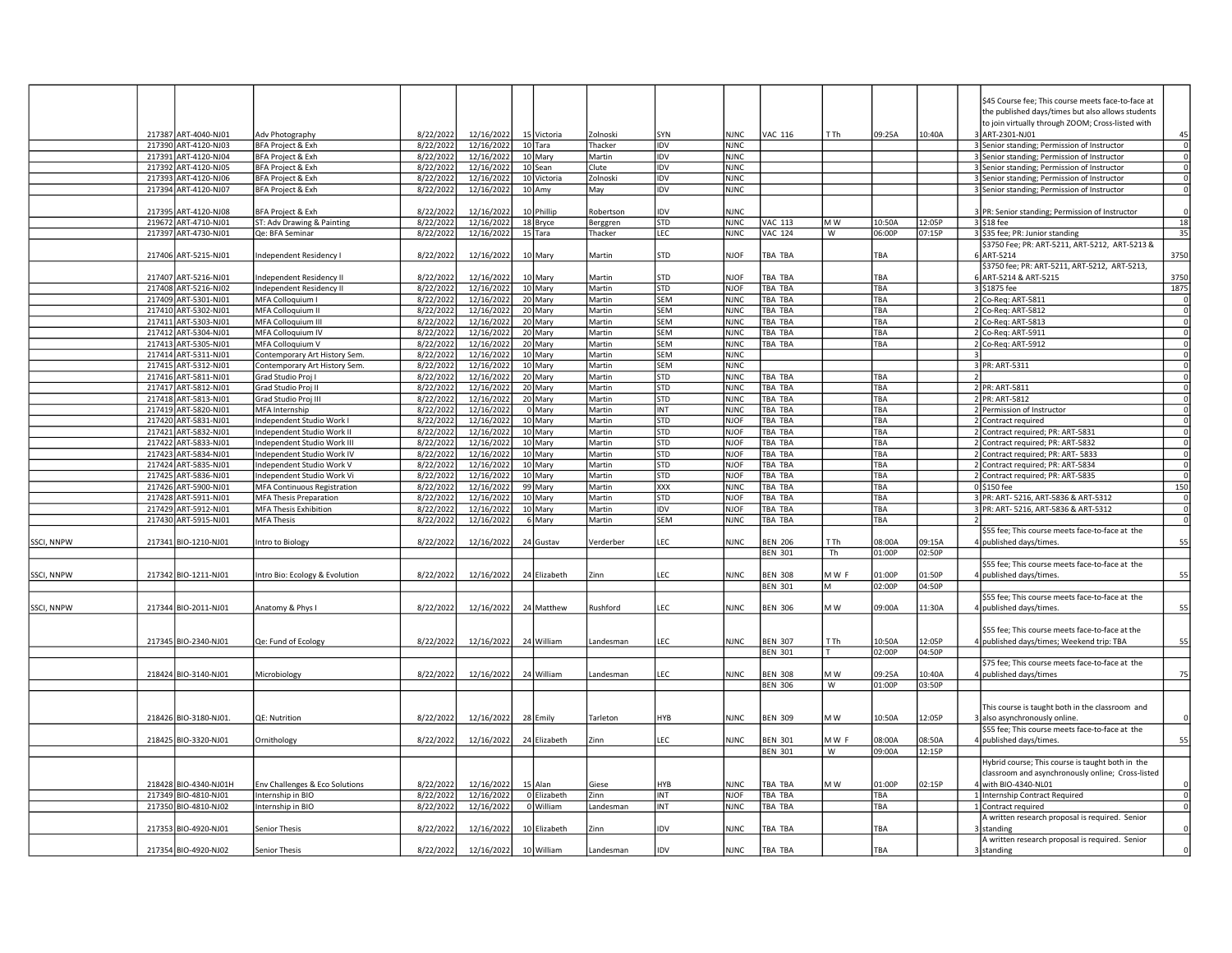| | | | | | | | | | | | | | | | | | |
|---|---|---|---|---|---|---|---|---|---|---|---|---|---|---|---|---|---|
| | 217387 | ART-4040-NJ01 | Adv Photography | 8/22/2022 | 12/16/2022 | 15 | Victoria | Zolnoski | SYN | NJNC | VAC 116 | T Th | 09:25A | 10:40A | 3 | $45 Course fee; This course meets face-to-face at the published days/times but also allows students to join virtually through ZOOM; Cross-listed with ART-2301-NJ01 | 45 |
| | 217390 | ART-4120-NJ03 | BFA Project & Exh | 8/22/2022 | 12/16/2022 | 10 | Tara | Thacker | IDV | NJNC | | | | | 3 | Senior standing; Permission of Instructor | 0 |
| | 217391 | ART-4120-NJ04 | BFA Project & Exh | 8/22/2022 | 12/16/2022 | 10 | Mary | Martin | IDV | NJNC | | | | | 3 | Senior standing; Permission of Instructor | 0 |
| | 217392 | ART-4120-NJ05 | BFA Project & Exh | 8/22/2022 | 12/16/2022 | 10 | Sean | Clute | IDV | NJNC | | | | | 3 | Senior standing; Permission of Instructor | 0 |
| | 217393 | ART-4120-NJ06 | BFA Project & Exh | 8/22/2022 | 12/16/2022 | 10 | Victoria | Zolnoski | IDV | NJNC | | | | | 3 | Senior standing; Permission of Instructor | 0 |
| | 217394 | ART-4120-NJ07 | BFA Project & Exh | 8/22/2022 | 12/16/2022 | 10 | Amy | May | IDV | NJNC | | | | | 3 | Senior standing; Permission of Instructor | 0 |
| | 217395 | ART-4120-NJ08 | BFA Project & Exh | 8/22/2022 | 12/16/2022 | 10 | Phillip | Robertson | IDV | NJNC | | | | | 3 | PR: Senior standing; Permission of Instructor | 0 |
| | 219672 | ART-4710-NJ01 | ST: Adv Drawing & Painting | 8/22/2022 | 12/16/2022 | 18 | Bryce | Berggren | STD | NJNC | VAC 113 | M W | 10:50A | 12:05P | 3 | $18 fee | 18 |
| | 217397 | ART-4730-NJ01 | Qe: BFA Seminar | 8/22/2022 | 12/16/2022 | 15 | Tara | Thacker | LEC | NJNC | VAC 124 | W | 06:00P | 07:15P | 3 | $35 fee; PR: Junior standing | 35 |
| | 217406 | ART-5215-NJ01 | Independent Residency I | 8/22/2022 | 12/16/2022 | 10 | Mary | Martin | STD | NJOF | TBA TBA | | TBA | | 6 | $3750 Fee; PR: ART-5211, ART-5212, ART-5213 & ART-5214 | 3750 |
| | 217407 | ART-5216-NJ01 | Independent Residency II | 8/22/2022 | 12/16/2022 | 10 | Mary | Martin | STD | NJOF | TBA TBA | | TBA | | 6 | $3750 fee; PR: ART-5211, ART-5212, ART-5213, ART-5214 & ART-5215 | 3750 |
| | 217408 | ART-5216-NJ02 | Independent Residency II | 8/22/2022 | 12/16/2022 | 10 | Mary | Martin | STD | NJOF | TBA TBA | | TBA | | 3 | $1875 fee | 1875 |
| | 217409 | ART-5301-NJ01 | MFA Colloquium I | 8/22/2022 | 12/16/2022 | 20 | Mary | Martin | SEM | NJNC | TBA TBA | | TBA | | 2 | Co-Req: ART-5811 | 0 |
| | 217410 | ART-5302-NJ01 | MFA Colloquium II | 8/22/2022 | 12/16/2022 | 20 | Mary | Martin | SEM | NJNC | TBA TBA | | TBA | | 2 | Co-Req: ART-5812 | 0 |
| | 217411 | ART-5303-NJ01 | MFA Colloquium III | 8/22/2022 | 12/16/2022 | 20 | Mary | Martin | SEM | NJNC | TBA TBA | | TBA | | 2 | Co-Req: ART-5813 | 0 |
| | 217412 | ART-5304-NJ01 | MFA Colloquium IV | 8/22/2022 | 12/16/2022 | 20 | Mary | Martin | SEM | NJNC | TBA TBA | | TBA | | 2 | Co-Req: ART-5911 | 0 |
| | 217413 | ART-5305-NJ01 | MFA Colloquium V | 8/22/2022 | 12/16/2022 | 20 | Mary | Martin | SEM | NJNC | TBA TBA | | TBA | | 2 | Co-Req: ART-5912 | 0 |
| | 217414 | ART-5311-NJ01 | Contemporary Art History Sem. | 8/22/2022 | 12/16/2022 | 10 | Mary | Martin | SEM | NJNC | | | | | 3 | | 0 |
| | 217415 | ART-5312-NJ01 | Contemporary Art History Sem. | 8/22/2022 | 12/16/2022 | 10 | Mary | Martin | SEM | NJNC | | | | | 3 | PR: ART-5311 | 0 |
| | 217416 | ART-5811-NJ01 | Grad Studio Proj I | 8/22/2022 | 12/16/2022 | 20 | Mary | Martin | STD | NJNC | TBA TBA | | TBA | | 2 | | 0 |
| | 217417 | ART-5812-NJ01 | Grad Studio Proj II | 8/22/2022 | 12/16/2022 | 20 | Mary | Martin | STD | NJNC | TBA TBA | | TBA | | 2 | PR: ART-5811 | 0 |
| | 217418 | ART-5813-NJ01 | Grad Studio Proj III | 8/22/2022 | 12/16/2022 | 20 | Mary | Martin | STD | NJNC | TBA TBA | | TBA | | 2 | PR: ART-5812 | 0 |
| | 217419 | ART-5820-NJ01 | MFA Internship | 8/22/2022 | 12/16/2022 | 0 | Mary | Martin | INT | NJNC | TBA TBA | | TBA | | 2 | Permission of Instructor | 0 |
| | 217420 | ART-5831-NJ01 | Independent Studio Work I | 8/22/2022 | 12/16/2022 | 10 | Mary | Martin | STD | NJOF | TBA TBA | | TBA | | 2 | Contract required | 0 |
| | 217421 | ART-5832-NJ01 | Independent Studio Work II | 8/22/2022 | 12/16/2022 | 10 | Mary | Martin | STD | NJOF | TBA TBA | | TBA | | 2 | Contract required; PR: ART-5831 | 0 |
| | 217422 | ART-5833-NJ01 | Independent Studio Work III | 8/22/2022 | 12/16/2022 | 10 | Mary | Martin | STD | NJOF | TBA TBA | | TBA | | 2 | Contract required; PR: ART-5832 | 0 |
| | 217423 | ART-5834-NJ01 | Independent Studio Work IV | 8/22/2022 | 12/16/2022 | 10 | Mary | Martin | STD | NJOF | TBA TBA | | TBA | | 2 | Contract required; PR: ART- 5833 | 0 |
| | 217424 | ART-5835-NJ01 | Independent Studio Work V | 8/22/2022 | 12/16/2022 | 10 | Mary | Martin | STD | NJOF | TBA TBA | | TBA | | 2 | Contract required; PR: ART-5834 | 0 |
| | 217425 | ART-5836-NJ01 | Independent Studio Work Vi | 8/22/2022 | 12/16/2022 | 10 | Mary | Martin | STD | NJOF | TBA TBA | | TBA | | 2 | Contract required; PR: ART-5835 | 0 |
| | 217426 | ART-5900-NJ01 | MFA Continuous Registration | 8/22/2022 | 12/16/2022 | 99 | Mary | Martin | XXX | NJNC | TBA TBA | | TBA | | 0 | $150 fee | 150 |
| | 217428 | ART-5911-NJ01 | MFA Thesis Preparation | 8/22/2022 | 12/16/2022 | 10 | Mary | Martin | STD | NJOF | TBA TBA | | TBA | | 3 | PR: ART- 5216, ART-5836 & ART-5312 | 0 |
| | 217429 | ART-5912-NJ01 | MFA Thesis Exhibition | 8/22/2022 | 12/16/2022 | 10 | Mary | Martin | IDV | NJOF | TBA TBA | | TBA | | 3 | PR: ART- 5216, ART-5836 & ART-5312 | 0 |
| | 217430 | ART-5915-NJ01 | MFA Thesis | 8/22/2022 | 12/16/2022 | 6 | Mary | Martin | SEM | NJNC | TBA TBA | | TBA | | 2 | | 0 |
| SSCI, NNPW | 217341 | BIO-1210-NJ01 | Intro to Biology | 8/22/2022 | 12/16/2022 | 24 | Gustav | Verderber | LEC | NJNC | BEN 206 | T Th | 08:00A | 09:15A | 4 | $55 fee; This course meets face-to-face at the published days/times. | 55 |
| | | | | | | | | | | | BEN 301 | Th | 01:00P | 02:50P | | | |
| SSCI, NNPW | 217342 | BIO-1211-NJ01 | Intro Bio: Ecology & Evolution | 8/22/2022 | 12/16/2022 | 24 | Elizabeth | Zinn | LEC | NJNC | BEN 308 | M W F | 01:00P | 01:50P | 4 | $55 fee; This course meets face-to-face at the published days/times. | 55 |
| | | | | | | | | | | | BEN 301 | M | 02:00P | 04:50P | | | |
| SSCI, NNPW | 217344 | BIO-2011-NJ01 | Anatomy & Phys I | 8/22/2022 | 12/16/2022 | 24 | Matthew | Rushford | LEC | NJNC | BEN 306 | M W | 09:00A | 11:30A | 4 | $55 fee; This course meets face-to-face at the published days/times. | 55 |
| | 217345 | BIO-2340-NJ01 | Qe: Fund of Ecology | 8/22/2022 | 12/16/2022 | 24 | William | Landesman | LEC | NJNC | BEN 307 | T Th | 10:50A | 12:05P | 4 | $55 fee; This course meets face-to-face at the published days/times; Weekend trip: TBA | 55 |
| | | | | | | | | | | | BEN 301 | T | 02:00P | 04:50P | | | |
| | 218424 | BIO-3140-NJ01 | Microbiology | 8/22/2022 | 12/16/2022 | 24 | William | Landesman | LEC | NJNC | BEN 308 | M W | 09:25A | 10:40A | 4 | $75 fee; This course meets face-to-face at the published days/times | 75 |
| | | | | | | | | | | | BEN 306 | W | 01:00P | 03:50P | | | |
| | 218426 | BIO-3180-NJ01. | QE: Nutrition | 8/22/2022 | 12/16/2022 | 28 | Emily | Tarleton | HYB | NJNC | BEN 309 | M W | 10:50A | 12:05P | 3 | This course is taught both in the classroom and also asynchronously online. | 0 |
| | 218425 | BIO-3320-NJ01 | Ornithology | 8/22/2022 | 12/16/2022 | 24 | Elizabeth | Zinn | LEC | NJNC | BEN 301 | M W F | 08:00A | 08:50A | 4 | $55 fee; This course meets face-to-face at the published days/times. | 55 |
| | | | | | | | | | | | BEN 301 | W | 09:00A | 12:15P | | | |
| | 218428 | BIO-4340-NJ01H | Env Challenges & Eco Solutions | 8/22/2022 | 12/16/2022 | 15 | Alan | Giese | HYB | NJNC | TBA TBA | M W | 01:00P | 02:15P | 4 | Hybrid course; This course is taught both in the classroom and asynchronously online; Cross-listed with BIO-4340-NL01 | 0 |
| | 217349 | BIO-4810-NJ01 | Internship in BIO | 8/22/2022 | 12/16/2022 | 0 | Elizabeth | Zinn | INT | NJOF | TBA TBA | | TBA | | 1 | Internship Contract Required | 0 |
| | 217350 | BIO-4810-NJ02 | Internship in BIO | 8/22/2022 | 12/16/2022 | 0 | William | Landesman | INT | NJNC | TBA TBA | | TBA | | 1 | Contract required | 0 |
| | 217353 | BIO-4920-NJ01 | Senior Thesis | 8/22/2022 | 12/16/2022 | 10 | Elizabeth | Zinn | IDV | NJNC | TBA TBA | | TBA | | 3 | A written research proposal is required. Senior standing | 0 |
| | 217354 | BIO-4920-NJ02 | Senior Thesis | 8/22/2022 | 12/16/2022 | 10 | William | Landesman | IDV | NJNC | TBA TBA | | TBA | | 3 | A written research proposal is required. Senior standing | 0 |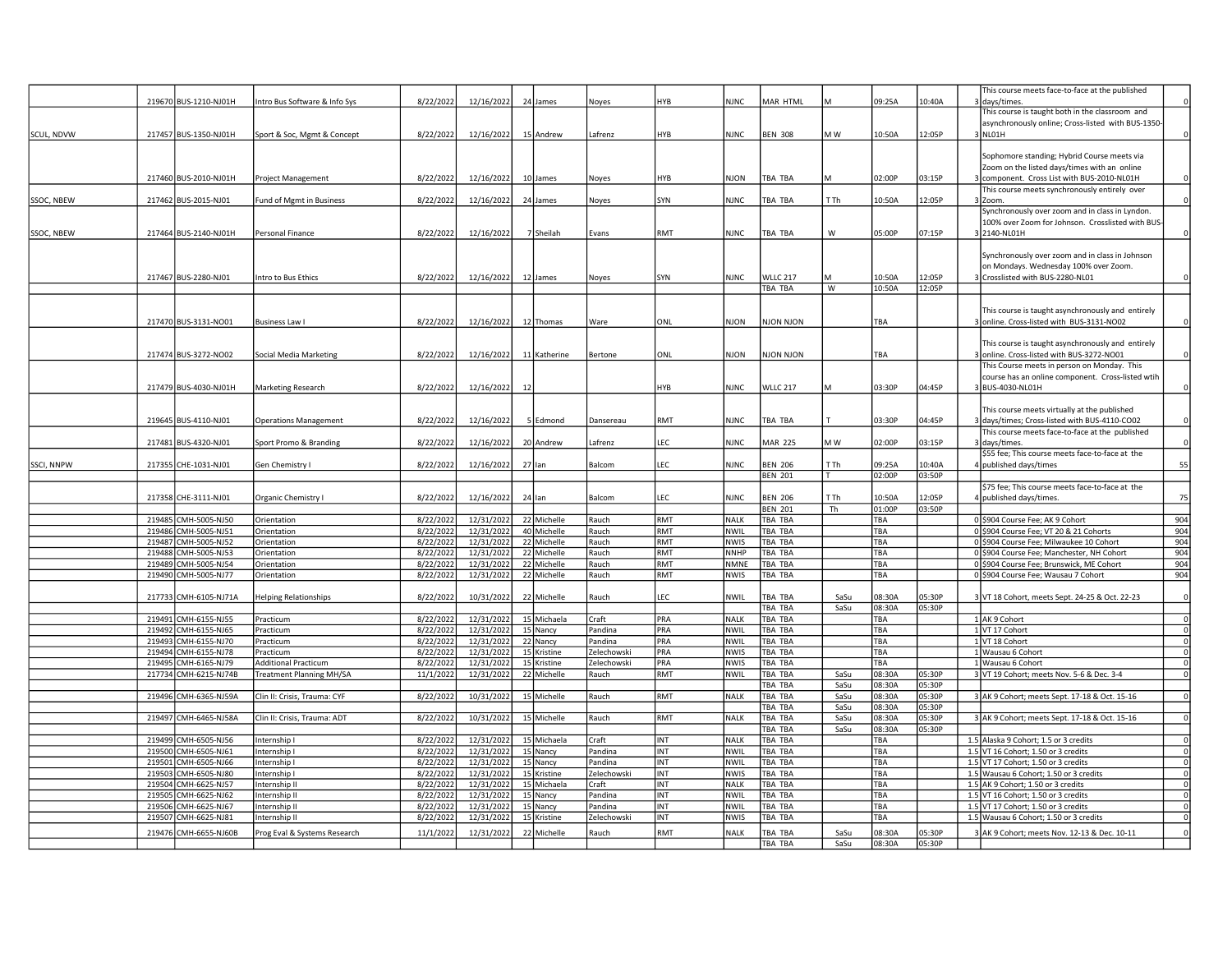| | | | | | | | | | | | | | | | | | |
|---|---|---|---|---|---|---|---|---|---|---|---|---|---|---|---|---|---|
| | 219670 | BUS-1210-NJ01H | Intro Bus Software & Info Sys | 8/22/2022 | 12/16/2022 | 24 | James | Noyes | HYB | NJNC | MAR HTML | M | 09:25A | 10:40A | 3 | This course meets face-to-face at the published days/times. | 0 |
| SCUL, NDVW | 217457 | BUS-1350-NJ01H | Sport & Soc, Mgmt & Concept | 8/22/2022 | 12/16/2022 | 15 | Andrew | Lafrenz | HYB | NJNC | BEN 308 | M W | 10:50A | 12:05P | 3 | This course is taught both in the classroom and asynchronously online; Cross-listed with BUS-1350-NL01H | 0 |
| | 217460 | BUS-2010-NJ01H | Project Management | 8/22/2022 | 12/16/2022 | 10 | James | Noyes | HYB | NJON | TBA TBA | M | 02:00P | 03:15P | 3 | Sophomore standing; Hybrid Course meets via Zoom on the listed days/times with an online component. Cross List with BUS-2010-NL01H | 0 |
| SSOC, NBEW | 217462 | BUS-2015-NJ01 | Fund of Mgmt in Business | 8/22/2022 | 12/16/2022 | 24 | James | Noyes | SYN | NJNC | TBA TBA | T Th | 10:50A | 12:05P | 3 | This course meets synchronously entirely over Zoom. | 0 |
| SSOC, NBEW | 217464 | BUS-2140-NJ01H | Personal Finance | 8/22/2022 | 12/16/2022 | 7 | Sheilah | Evans | RMT | NJNC | TBA TBA | W | 05:00P | 07:15P | 3 | Synchronously over zoom and in class in Lyndon. 100% over Zoom for Johnson. Crosslisted with BUS-2140-NL01H | 0 |
| | 217467 | BUS-2280-NJ01 | Intro to Bus Ethics | 8/22/2022 | 12/16/2022 | 12 | James | Noyes | SYN | NJNC | WLLC 217 | M | 10:50A | 12:05P | 3 | Synchronously over zoom and in class in Johnson on Mondays. Wednesday 100% over Zoom. Crosslisted with BUS-2280-NL01 | 0 |
| | | | | | | | | | | | TBA TBA | W | 10:50A | 12:05P | | | |
| | 217470 | BUS-3131-NO01 | Business Law I | 8/22/2022 | 12/16/2022 | 12 | Thomas | Ware | ONL | NJON | NJON NJON | | TBA | | 3 | This course is taught asynchronously and entirely online. Cross-listed with BUS-3131-NO02 | 0 |
| | 217474 | BUS-3272-NO02 | Social Media Marketing | 8/22/2022 | 12/16/2022 | 11 | Katherine | Bertone | ONL | NJON | NJON NJON | | TBA | | 3 | This course is taught asynchronously and entirely online. Cross-listed with BUS-3272-NO01 | 0 |
| | 217479 | BUS-4030-NJ01H | Marketing Research | 8/22/2022 | 12/16/2022 | 12 | | | HYB | NJNC | WLLC 217 | M | 03:30P | 04:45P | 3 | This Course meets in person on Monday. This course has an online component. Cross-listed wtih BUS-4030-NL01H | 0 |
| | 219645 | BUS-4110-NJ01 | Operations Management | 8/22/2022 | 12/16/2022 | 5 | Edmond | Dansereau | RMT | NJNC | TBA TBA | T | 03:30P | 04:45P | 3 | This course meets virtually at the published days/times; Cross-listed with BUS-4110-CO02 | 0 |
| | 217481 | BUS-4320-NJ01 | Sport Promo & Branding | 8/22/2022 | 12/16/2022 | 20 | Andrew | Lafrenz | LEC | NJNC | MAR 225 | M W | 02:00P | 03:15P | 3 | This course meets face-to-face at the published days/times. | 0 |
| SSCI, NNPW | 217355 | CHE-1031-NJ01 | Gen Chemistry I | 8/22/2022 | 12/16/2022 | 27 | Ian | Balcom | LEC | NJNC | BEN 206 | T Th | 09:25A | 10:40A | 4 | $55 fee; This course meets face-to-face at the published days/times | 55 |
| | | | | | | | | | | | BEN 201 | T | 02:00P | 03:50P | | | |
| | 217358 | CHE-3111-NJ01 | Organic Chemistry I | 8/22/2022 | 12/16/2022 | 24 | Ian | Balcom | LEC | NJNC | BEN 206 | T Th | 10:50A | 12:05P | 4 | $75 fee; This course meets face-to-face at the published days/times. | 75 |
| | | | | | | | | | | | BEN 201 | Th | 01:00P | 03:50P | | | |
| | 219485 | CMH-5005-NJ50 | Orientation | 8/22/2022 | 12/31/2022 | 22 | Michelle | Rauch | RMT | NALK | TBA TBA | | TBA | | 0 | $904 Course Fee; AK 9 Cohort | 904 |
| | 219486 | CMH-5005-NJ51 | Orientation | 8/22/2022 | 12/31/2022 | 40 | Michelle | Rauch | RMT | NWIL | TBA TBA | | TBA | | 0 | $904 Course Fee; VT 20 & 21 Cohorts | 904 |
| | 219487 | CMH-5005-NJ52 | Orientation | 8/22/2022 | 12/31/2022 | 22 | Michelle | Rauch | RMT | NWIS | TBA TBA | | TBA | | 0 | $904 Course Fee; Milwaukee 10 Cohort | 904 |
| | 219488 | CMH-5005-NJ53 | Orientation | 8/22/2022 | 12/31/2022 | 22 | Michelle | Rauch | RMT | NNHP | TBA TBA | | TBA | | 0 | $904 Course Fee; Manchester, NH Cohort | 904 |
| | 219489 | CMH-5005-NJ54 | Orientation | 8/22/2022 | 12/31/2022 | 22 | Michelle | Rauch | RMT | NMNE | TBA TBA | | TBA | | 0 | $904 Course Fee; Brunswick, ME Cohort | 904 |
| | 219490 | CMH-5005-NJ77 | Orientation | 8/22/2022 | 12/31/2022 | 22 | Michelle | Rauch | RMT | NWIS | TBA TBA | | TBA | | 0 | $904 Course Fee; Wausau 7 Cohort | 904 |
| | 217733 | CMH-6105-NJ71A | Helping Relationships | 8/22/2022 | 10/31/2022 | 22 | Michelle | Rauch | LEC | NWIL | TBA TBA | SaSu | 08:30A | 05:30P | 3 | VT 18 Cohort, meets Sept. 24-25 & Oct. 22-23 | 0 |
| | | | | | | | | | | | TBA TBA | SaSu | 08:30A | 05:30P | | | |
| | 219491 | CMH-6155-NJ55 | Practicum | 8/22/2022 | 12/31/2022 | 15 | Michaela | Craft | PRA | NALK | TBA TBA | | TBA | | 1 | AK 9 Cohort | 0 |
| | 219492 | CMH-6155-NJ65 | Practicum | 8/22/2022 | 12/31/2022 | 15 | Nancy | Pandina | PRA | NWIL | TBA TBA | | TBA | | 1 | VT 17 Cohort | 0 |
| | 219493 | CMH-6155-NJ70 | Practicum | 8/22/2022 | 12/31/2022 | 22 | Nancy | Pandina | PRA | NWIL | TBA TBA | | TBA | | 1 | VT 18 Cohort | 0 |
| | 219494 | CMH-6155-NJ78 | Practicum | 8/22/2022 | 12/31/2022 | 15 | Kristine | Zelechowski | PRA | NWIS | TBA TBA | | TBA | | 1 | Wausau 6 Cohort | 0 |
| | 219495 | CMH-6165-NJ79 | Additional Practicum | 8/22/2022 | 12/31/2022 | 15 | Kristine | Zelechowski | PRA | NWIS | TBA TBA | | TBA | | 1 | Wausau 6 Cohort | 0 |
| | 217734 | CMH-6215-NJ74B | Treatment Planning MH/SA | 11/1/2022 | 12/31/2022 | 22 | Michelle | Rauch | RMT | NWIL | TBA TBA | SaSu | 08:30A | 05:30P | 3 | VT 19 Cohort; meets Nov. 5-6 & Dec. 3-4 | 0 |
| | | | | | | | | | | | TBA TBA | SaSu | 08:30A | 05:30P | | | |
| | 219496 | CMH-6365-NJ59A | Clin II: Crisis, Trauma: CYF | 8/22/2022 | 10/31/2022 | 15 | Michelle | Rauch | RMT | NALK | TBA TBA | SaSu | 08:30A | 05:30P | 3 | AK 9 Cohort; meets Sept. 17-18 & Oct. 15-16 | 0 |
| | | | | | | | | | | | TBA TBA | SaSu | 08:30A | 05:30P | | | |
| | 219497 | CMH-6465-NJ58A | Clin II: Crisis, Trauma: ADT | 8/22/2022 | 10/31/2022 | 15 | Michelle | Rauch | RMT | NALK | TBA TBA | SaSu | 08:30A | 05:30P | 3 | AK 9 Cohort; meets Sept. 17-18 & Oct. 15-16 | 0 |
| | | | | | | | | | | | TBA TBA | SaSu | 08:30A | 05:30P | | | |
| | 219499 | CMH-6505-NJ56 | Internship I | 8/22/2022 | 12/31/2022 | 15 | Michaela | Craft | INT | NALK | TBA TBA | | TBA | | 1.5 | Alaska 9 Cohort; 1.5 or 3 credits | 0 |
| | 219500 | CMH-6505-NJ61 | Internship I | 8/22/2022 | 12/31/2022 | 15 | Nancy | Pandina | INT | NWIL | TBA TBA | | TBA | | 1.5 | VT 16 Cohort; 1.50 or 3 credits | 0 |
| | 219501 | CMH-6505-NJ66 | Internship I | 8/22/2022 | 12/31/2022 | 15 | Nancy | Pandina | INT | NWIL | TBA TBA | | TBA | | 1.5 | VT 17 Cohort; 1.50 or 3 credits | 0 |
| | 219503 | CMH-6505-NJ80 | Internship I | 8/22/2022 | 12/31/2022 | 15 | Kristine | Zelechowski | INT | NWIS | TBA TBA | | TBA | | 1.5 | Wausau 6 Cohort; 1.50 or 3 credits | 0 |
| | 219504 | CMH-6625-NJ57 | Internship II | 8/22/2022 | 12/31/2022 | 15 | Michaela | Craft | INT | NALK | TBA TBA | | TBA | | 1.5 | AK 9 Cohort; 1.50 or 3 credits | 0 |
| | 219505 | CMH-6625-NJ62 | Internship II | 8/22/2022 | 12/31/2022 | 15 | Nancy | Pandina | INT | NWIL | TBA TBA | | TBA | | 1.5 | VT 16 Cohort; 1.50 or 3 credits | 0 |
| | 219506 | CMH-6625-NJ67 | Internship II | 8/22/2022 | 12/31/2022 | 15 | Nancy | Pandina | INT | NWIL | TBA TBA | | TBA | | 1.5 | VT 17 Cohort; 1.50 or 3 credits | 0 |
| | 219507 | CMH-6625-NJ81 | Internship II | 8/22/2022 | 12/31/2022 | 15 | Kristine | Zelechowski | INT | NWIS | TBA TBA | | TBA | | 1.5 | Wausau 6 Cohort; 1.50 or 3 credits | 0 |
| | 219476 | CMH-6655-NJ60B | Prog Eval & Systems Research | 11/1/2022 | 12/31/2022 | 22 | Michelle | Rauch | RMT | NALK | TBA TBA | SaSu | 08:30A | 05:30P | 3 | AK 9 Cohort; meets Nov. 12-13 & Dec. 10-11 | 0 |
| | | | | | | | | | | | TBA TBA | SaSu | 08:30A | 05:30P | | | |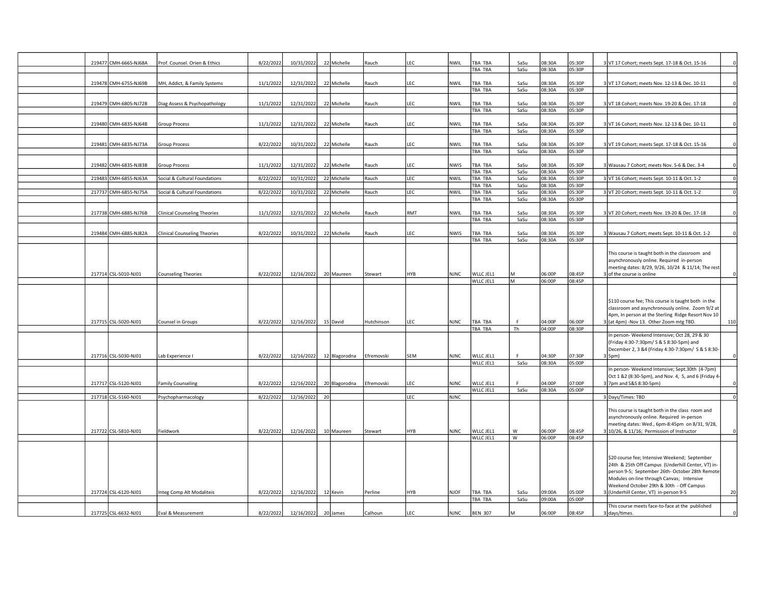| | CRN | Course | Title | Start | End | Cap | First | Last | Type | Campus | Room | Days | Begin | End | | Credits | Comments | Fee |
|---|---|---|---|---|---|---|---|---|---|---|---|---|---|---|---|---|---|---|
| | 219477 | CMH-6665-NJ68A | Prof. Counsel. Orien & Ethics | 8/22/2022 | 10/31/2022 | 22 | Michelle | Rauch | LEC | NWIL | TBA TBA | SaSu | 08:30A | 05:30P | | 3 | VT 17 Cohort; meets Sept. 17-18 & Oct. 15-16 | 0 |
| | | | | | | | | | | | TBA TBA | SaSu | 08:30A | 05:30P | | | | |
| | 219478 | CMH-6755-NJ69B | MH, Addict, & Family Systems | 11/1/2022 | 12/31/2022 | 22 | Michelle | Rauch | LEC | NWIL | TBA TBA | SaSu | 08:30A | 05:30P | | 3 | VT 17 Cohort; meets Nov. 12-13 & Dec. 10-11 | 0 |
| | | | | | | | | | | | TBA TBA | SaSu | 08:30A | 05:30P | | | | |
| | 219479 | CMH-6805-NJ72B | Diag Assess & Psychopathology | 11/1/2022 | 12/31/2022 | 22 | Michelle | Rauch | LEC | NWIL | TBA TBA | SaSu | 08:30A | 05:30P | | 3 | VT 18 Cohort; meets Nov. 19-20 & Dec. 17-18 | 0 |
| | | | | | | | | | | | TBA TBA | SaSu | 08:30A | 05:30P | | | | |
| | 219480 | CMH-6835-NJ64B | Group Process | 11/1/2022 | 12/31/2022 | 22 | Michelle | Rauch | LEC | NWIL | TBA TBA | SaSu | 08:30A | 05:30P | | 3 | VT 16 Cohort; meets Nov. 12-13 & Dec. 10-11 | 0 |
| | | | | | | | | | | | TBA TBA | SaSu | 08:30A | 05:30P | | | | |
| | 219481 | CMH-6835-NJ73A | Group Process | 8/22/2022 | 10/31/2022 | 22 | Michelle | Rauch | LEC | NWIL | TBA TBA | SaSu | 08:30A | 05:30P | | 3 | VT 19 Cohort; meets Sept. 17-18 & Oct. 15-16 | 0 |
| | | | | | | | | | | | TBA TBA | SaSu | 08:30A | 05:30P | | | | |
| | 219482 | CMH-6835-NJ83B | Group Process | 11/1/2022 | 12/31/2022 | 22 | Michelle | Rauch | LEC | NWIS | TBA TBA | SaSu | 08:30A | 05:30P | | 3 | Wausau 7 Cohort; meets Nov. 5-6 & Dec. 3-4 | 0 |
| | | | | | | | | | | | TBA TBA | SaSu | 08:30A | 05:30P | | | | |
| | 219483 | CMH-6855-NJ63A | Social & Cultural Foundations | 8/22/2022 | 10/31/2022 | 22 | Michelle | Rauch | LEC | NWIL | TBA TBA | SaSu | 08:30A | 05:30P | | 3 | VT 16 Cohort; meets Sept. 10-11 & Oct. 1-2 | 0 |
| | | | | | | | | | | | TBA TBA | SaSu | 08:30A | 05:30P | | | | |
| | 217737 | CMH-6855-NJ75A | Social & Cultural Foundations | 8/22/2022 | 10/31/2022 | 22 | Michelle | Rauch | LEC | NWIL | TBA TBA | SaSu | 08:30A | 05:30P | | 3 | VT 20 Cohort; meets Sept. 10-11 & Oct. 1-2 | 0 |
| | | | | | | | | | | | TBA TBA | SaSu | 08:30A | 05:30P | | | | |
| | 217738 | CMH-6885-NJ76B | Clinical Counseling Theories | 11/1/2022 | 12/31/2022 | 22 | Michelle | Rauch | RMT | NWIL | TBA TBA | SaSu | 08:30A | 05:30P | | 3 | VT 20 Cohort; meets Nov. 19-20 & Dec. 17-18 | 0 |
| | | | | | | | | | | | TBA TBA | SaSu | 08:30A | 05:30P | | | | |
| | 219484 | CMH-6885-NJ82A | Clinical Counseling Theories | 8/22/2022 | 10/31/2022 | 22 | Michelle | Rauch | LEC | NWIS | TBA TBA | SaSu | 08:30A | 05:30P | | 3 | Wausau 7 Cohort; meets Sept. 10-11 & Oct. 1-2 | 0 |
| | | | | | | | | | | | TBA TBA | SaSu | 08:30A | 05:30P | | | | |
| | 217714 | CSL-5010-NJ01 | Counseling Theories | 8/22/2022 | 12/16/2022 | 20 | Maureen | Stewart | HYB | NJNC | WLLC JEL1 | M | 06:00P | 08:45P | | 3 | This course is taught both in the classroom and asynchronously online. Required in-person meeting dates: 8/29, 9/26, 10/24 & 11/14; The rest of the course is online | 0 |
| | | | | | | | | | | | WLLC JEL1 | M | 06:00P | 08:45P | | | | |
| | 217715 | CSL-5020-NJ01 | Counsel in Groups | 8/22/2022 | 12/16/2022 | 15 | David | Hutchinson | LEC | NJNC | TBA TBA | F | 04:00P | 06:00P | | 3 | $110 course fee; This course is taught both in the classroom and asynchronously online. Zoom 9/2 at 4pm, In person at the Sterling Ridge Resort Nov 10 (at 4pm) -Nov 13. Other Zoom mtg TBD. | 110 |
| | | | | | | | | | | | TBA TBA | Th | 04:00P | 08:30P | | | | |
| | 217716 | CSL-5030-NJ01 | Lab Experience I | 8/22/2022 | 12/16/2022 | 12 | Blagorodna | Efremovski | SEM | NJNC | WLLC JEL1 | F | 04:30P | 07:30P | | 3 | In person- Weekend Intensive; Oct 28, 29 & 30 (Friday 4:30-7:30pm/ S & S 8:30-5pm) and December 2, 3 &4 (Friday 4:30-7:30pm/ S & S 8:30-5pm) | 0 |
| | | | | | | | | | | | WLLC JEL1 | SaSu | 08:30A | 05:00P | | | | |
| | 217717 | CSL-5120-NJ01 | Family Counseling | 8/22/2022 | 12/16/2022 | 20 | Blagorodna | Efremovski | LEC | NJNC | WLLC JEL1 | F | 04:00P | 07:00P | | 3 | In person- Weekend Intensive; Sept.30th (4-7pm) Oct 1 &2 (8:30-5pm), and Nov. 4, 5, and 6 (Friday 4-7pm and S&S 8:30-5pm) | 0 |
| | | | | | | | | | | | WLLC JEL1 | SaSu | 08:30A | 05:00P | | | | |
| | 217718 | CSL-5160-NJ01 | Psychopharmacology | 8/22/2022 | 12/16/2022 | 20 | | | LEC | NJNC | | | | | | 3 | Days/Times: TBD | 0 |
| | 217722 | CSL-5810-NJ01 | Fieldwork | 8/22/2022 | 12/16/2022 | 10 | Maureen | Stewart | HYB | NJNC | WLLC JEL1 | W | 06:00P | 08:45P | | 3 | This course is taught both in the class room and asynchronously online. Required in-person meeting dates: Wed., 6pm-8:45pm on 8/31, 9/28, 10/26, & 11/16; Permission of Instructor | 0 |
| | | | | | | | | | | | WLLC JEL1 | W | 06:00P | 08:45P | | | | |
| | 217724 | CSL-6120-NJ01 | Integ Comp Alt Modaliteis | 8/22/2022 | 12/16/2022 | 12 | Kevin | Perline | HYB | NJOF | TBA TBA | SaSu | 09:00A | 05:00P | | 3 | $20 course fee; Intensive Weekend; September 24th & 25th Off Campus (Underhill Center, VT) in-person 9-5; September 26th- October 28th Remote Modules on-line through Canvas; Intensive Weekend October 29th & 30th - Off Campus (Underhill Center, VT) in-person 9-5 | 20 |
| | | | | | | | | | | | TBA TBA | SaSu | 09:00A | 05:00P | | | | |
| | 217725 | CSL-6632-NJ01 | Eval & Measurement | 8/22/2022 | 12/16/2022 | 20 | James | Calhoun | LEC | NJNC | BEN 307 | M | 06:00P | 08:45P | | 3 | This course meets face-to-face at the published days/times. | 0 |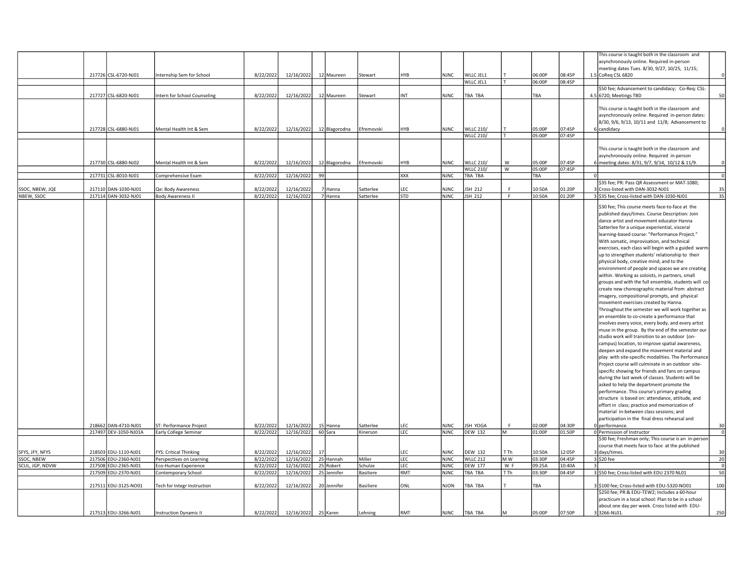| | | | | | | | | | | | | | | | | | |
|---|---|---|---|---|---|---|---|---|---|---|---|---|---|---|---|---|---|
| | 217726 | CSL-6720-NJ01 | Internship Sem for School | 8/22/2022 | 12/16/2022 | 12 | Maureen | Stewart | HYB | NJNC | WLLC JEL1 | T | 06:00P | 08:45P | 1.5 | This course is taught both in the classroom and asynchronously online. Required in-person meeting dates Tues. 8/30, 9/27, 10/25, 11/15; CoReq CSL 6820 | 0 |
| | | | | | | | | | | | WLLC JEL1 | T | 06:00P | 08:45P | | | |
| | 217727 | CSL-6820-NJ01 | Intern for School Counseling | 8/22/2022 | 12/16/2022 | 12 | Maureen | Stewart | INT | NJNC | TBA TBA | | TBA | | 4.5 | $50 fee; Advancement to candidacy; Co-Req: CSL-6720; Meetings TBD | 50 |
| | 217728 | CSL-6880-NJ01 | Mental Health Int & Sem | 8/22/2022 | 12/16/2022 | 12 | Blagorodna | Efremovski | HYB | NJNC | WLLC 210/ | T | 05:00P | 07:45P | 6 | This course is taught both in the classroom and asynchronously online. Required in-person dates: 8/30, 9/6, 9/13, 10/11 and 11/8; Advancement to candidacy | 0 |
| | | | | | | | | | | | WLLC 210/ | T | 05:00P | 07:45P | | | |
| | 217730 | CSL-6880-NJ02 | Mental Health Int & Sem | 8/22/2022 | 12/16/2022 | 12 | Blagorodna | Efremovski | HYB | NJNC | WLLC 210/ | W | 05:00P | 07:45P | 6 | This course is taught both in the classroom and asynchronously online. Required in-person meeting dates: 8/31, 9/7, 9/14, 10/12 & 11/9. | 0 |
| | | | | | | | | | | | WLLC 210/ | W | 05:00P | 07:45P | | | |
| | 217731 | CSL-8010-NJ01 | Comprehensive Exam | 8/22/2022 | 12/16/2022 | 99 | | | XXX | NJNC | TBA TBA | | TBA | | 0 | | 0 |
| SSOC, NBEW, JQE | 217110 | DAN-1030-NJ01 | Qe: Body Awareness | 8/22/2022 | 12/16/2022 | 7 | Hanna | Satterlee | LEC | NJNC | JSH 212 | F | 10:50A | 01:20P | 3 | $35 fee; PR: Pass QR Assessment or MAT-1080; Cross-listed with DAN-3032-NJ01 | 35 |
| NBEW, SSOC | 217114 | DAN-3032-NJ01 | Body Awareness II | 8/22/2022 | 12/16/2022 | 7 | Hanna | Satterlee | STD | NJNC | JSH 212 | F | 10:50A | 01:20P | 3 | $35 fee; Cross-listed with DAN-1030-NJ01 | 35 |
| | 218662 | DAN-4710-NJ01 | ST: Performance Project | 8/22/2022 | 12/16/2022 | 15 | Hanna | Satterlee | LEC | NJNC | JSH YOGA | F | 02:00P | 04:30P | 0 | $30 fee; This course meets face-to-face at the published days/times. Course Description: Join dance artist and movement educator Hanna Satterlee for a unique experiential, visceral learning-based course: "Performance Project." With somatic, improvisation, and technical exercises, each class will begin with a guided warm-up to strengthen students' relationship to their physical body, creative mind, and to the environment of people and spaces we are creating within. Working as soloists, in partners, small groups and with the full ensemble, students will co-create new choreographic material from abstract imagery, compositional prompts, and physical movement exercises created by Hanna. Throughout the semester we will work together as an ensemble to co-create a performance that involves every voice, every body, and every artist muse in the group. By the end of the semester our studio work will transition to an outdoor (on-campus) location, to improve spatial awareness, deepen and expand the movement material and play with site-specific modalities. The Performance Project course will culminate in an outdoor site-specific showing for friends and fans on campus during the last week of classes. Students will be asked to help the department promote the performance. This course's primary grading structure is based on: attendance, attitude, and effort in class; practice and memorization of material in-between class sessions; and participation in the final dress rehearsal and performance. | 30 |
| | 217497 | DEV-1050-NJ01A | Early College Seminar | 8/22/2022 | 12/16/2022 | 60 | Sara | Kinerson | LEC | NJNC | DEW 132 | M | 01:00P | 01:50P | 0 | Permission of Instructor | 0 |
| SFYS, JFY, NFYS | 218503 | EDU-1110-NJ01 | FYS: Critical Thinking | 8/22/2022 | 12/16/2022 | 17 | | | LEC | NJNC | DEW 132 | T Th | 10:50A | 12:05P | 3 | $30 fee; Freshman only; This course is an in-person course that meets face to face at the published days/times. | 30 |
| SSOC, NBEW | 217506 | EDU-2360-NJ01 | Perspectives on Learning | 8/22/2022 | 12/16/2022 | 25 | Hannah | Miller | LEC | NJNC | WLLC 212 | M W | 03:30P | 04:45P | 3 | $20 fee | 20 |
| SCUL, JGP, NDVW | 217508 | EDU-2365-NJ01 | Eco-Human Experience | 8/22/2022 | 12/16/2022 | 25 | Robert | Schulze | LEC | NJNC | DEW 177 | W F | 09:25A | 10:40A | 3 | | 0 |
| | 217509 | EDU-2370-NJ01 | Contemporary School | 8/22/2022 | 12/16/2022 | 25 | Jennifer | Basiliere | RMT | NJNC | TBA TBA | T Th | 03:30P | 04:45P | 3 | $50 fee; Cross-listed with EDU 2370 NL01 | 50 |
| | 217511 | EDU-3125-NO01 | Tech for Integr Instruction | 8/22/2022 | 12/16/2022 | 20 | Jennifer | Basiliere | ONL | NJON | TBA TBA | T | TBA | | 3 | $100 fee; Cross-listed with EDU-5320-NO01 | 100 |
| | 217513 | EDU-3266-NJ01 | Instruction Dynamic II | 8/22/2022 | 12/16/2022 | 25 | Karen | Lehning | RMT | NJNC | TBA TBA | M | 05:00P | 07:50P | 3 | $250 fee; PR:& EDU-TEW2; Includes a 60-hour practicum in a local school: Plan to be in a school about one day per week. Cross listed with EDU-3266-NL01. | 250 |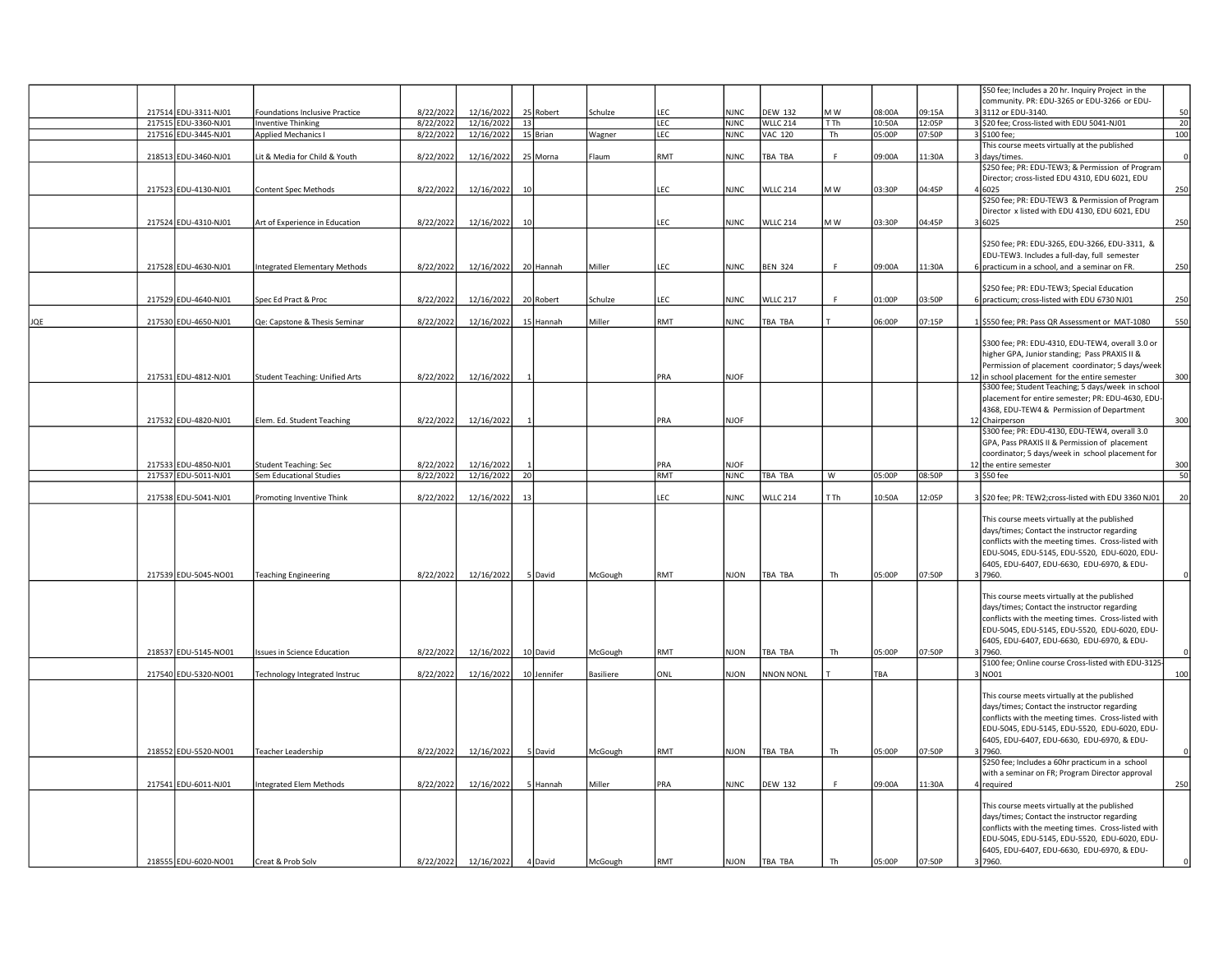| | | | | | | | | | | | | | | | | | |
|---|---|---|---|---|---|---|---|---|---|---|---|---|---|---|---|---|---|
| | 217514 | EDU-3311-NJ01 | Foundations Inclusive Practice | 8/22/2022 | 12/16/2022 | 25 | Robert | Schulze | LEC | NJNC | DEW 132 | M W | 08:00A | 09:15A | 3 | $50 fee; Includes a 20 hr. Inquiry Project in the community. PR: EDU-3265 or EDU-3266 or EDU-3112 or EDU-3140. | 50 |
| | 217515 | EDU-3360-NJ01 | Inventive Thinking | 8/22/2022 | 12/16/2022 | 13 | | | LEC | NJNC | WLLC 214 | T Th | 10:50A | 12:05P | 3 | $20 fee; Cross-listed with EDU 5041-NJ01 | 20 |
| | 217516 | EDU-3445-NJ01 | Applied Mechanics I | 8/22/2022 | 12/16/2022 | 15 | Brian | Wagner | LEC | NJNC | VAC 120 | Th | 05:00P | 07:50P | 3 | $100 fee; | 100 |
| | 218513 | EDU-3460-NJ01 | Lit & Media for Child & Youth | 8/22/2022 | 12/16/2022 | 25 | Morna | Flaum | RMT | NJNC | TBA TBA | F | 09:00A | 11:30A | 3 | This course meets virtually at the published days/times. | 0 |
| | 217523 | EDU-4130-NJ01 | Content Spec Methods | 8/22/2022 | 12/16/2022 | 10 | | | LEC | NJNC | WLLC 214 | M W | 03:30P | 04:45P | 4 | $250 fee; PR: EDU-TEW3; & Permission of Program Director; cross-listed EDU 4310, EDU 6021, EDU 6025 | 250 |
| | 217524 | EDU-4310-NJ01 | Art of Experience in Education | 8/22/2022 | 12/16/2022 | 10 | | | LEC | NJNC | WLLC 214 | M W | 03:30P | 04:45P | 3 | $250 fee; PR: EDU-TEW3 & Permission of Program Director x listed with EDU 4130, EDU 6021, EDU 6025 | 250 |
| | 217528 | EDU-4630-NJ01 | Integrated Elementary Methods | 8/22/2022 | 12/16/2022 | 20 | Hannah | Miller | LEC | NJNC | BEN 324 | F | 09:00A | 11:30A | 6 | $250 fee; PR: EDU-3265, EDU-3266, EDU-3311, & EDU-TEW3. Includes a full-day, full semester practicum in a school, and a seminar on FR. | 250 |
| | 217529 | EDU-4640-NJ01 | Spec Ed Pract & Proc | 8/22/2022 | 12/16/2022 | 20 | Robert | Schulze | LEC | NJNC | WLLC 217 | F | 01:00P | 03:50P | 6 | $250 fee; PR: EDU-TEW3; Special Education practicum; cross-listed with EDU 6730 NJ01 | 250 |
| JQE | 217530 | EDU-4650-NJ01 | Qe: Capstone & Thesis Seminar | 8/22/2022 | 12/16/2022 | 15 | Hannah | Miller | RMT | NJNC | TBA TBA | T | 06:00P | 07:15P | 1 | $550 fee; PR: Pass QR Assessment or MAT-1080 | 550 |
| | 217531 | EDU-4812-NJ01 | Student Teaching: Unified Arts | 8/22/2022 | 12/16/2022 | 1 | | | PRA | NJOF | | | | | 12 | $300 fee; PR: EDU-4310, EDU-TEW4, overall 3.0 or higher GPA, Junior standing; Pass PRAXIS II & Permission of placement coordinator; 5 days/week in school placement for the entire semester | 300 |
| | 217532 | EDU-4820-NJ01 | Elem. Ed. Student Teaching | 8/22/2022 | 12/16/2022 | 1 | | | PRA | NJOF | | | | | 12 | $300 fee; Student Teaching; 5 days/week in school placement for entire semester; PR: EDU-4630, EDU-4368, EDU-TEW4 & Permission of Department Chairperson | 300 |
| | 217533 | EDU-4850-NJ01 | Student Teaching: Sec | 8/22/2022 | 12/16/2022 | 1 | | | PRA | NJOF | | | | | 12 | $300 fee; PR: EDU-4130, EDU-TEW4, overall 3.0 GPA, Pass PRAXIS II & Permission of placement coordinator; 5 days/week in school placement for the entire semester | 300 |
| | 217537 | EDU-5011-NJ01 | Sem Educational Studies | 8/22/2022 | 12/16/2022 | 20 | | | RMT | NJNC | TBA TBA | W | 05:00P | 08:50P | 3 | $50 fee | 50 |
| | 217538 | EDU-5041-NJ01 | Promoting Inventive Think | 8/22/2022 | 12/16/2022 | 13 | | | LEC | NJNC | WLLC 214 | T Th | 10:50A | 12:05P | 3 | $20 fee; PR: TEW2;cross-listed with EDU 3360 NJ01 | 20 |
| | 217539 | EDU-5045-NO01 | Teaching Engineering | 8/22/2022 | 12/16/2022 | 5 | David | McGough | RMT | NJON | TBA TBA | Th | 05:00P | 07:50P | 3 | This course meets virtually at the published days/times; Contact the instructor regarding conflicts with the meeting times. Cross-listed with EDU-5045, EDU-5145, EDU-5520, EDU-6020, EDU-6405, EDU-6407, EDU-6630, EDU-6970, & EDU-7960. | 0 |
| | 218537 | EDU-5145-NO01 | Issues in Science Education | 8/22/2022 | 12/16/2022 | 10 | David | McGough | RMT | NJON | TBA TBA | Th | 05:00P | 07:50P | 3 | This course meets virtually at the published days/times; Contact the instructor regarding conflicts with the meeting times. Cross-listed with EDU-5045, EDU-5145, EDU-5520, EDU-6020, EDU-6405, EDU-6407, EDU-6630, EDU-6970, & EDU-7960. | 0 |
| | 217540 | EDU-5320-NO01 | Technology Integrated Instruc | 8/22/2022 | 12/16/2022 | 10 | Jennifer | Basiliere | ONL | NJON | NNON NONL | T | TBA | | 3 | $100 fee; Online course Cross-listed with EDU-3125-NO01 | 100 |
| | 218552 | EDU-5520-NO01 | Teacher Leadership | 8/22/2022 | 12/16/2022 | 5 | David | McGough | RMT | NJON | TBA TBA | Th | 05:00P | 07:50P | 3 | This course meets virtually at the published days/times; Contact the instructor regarding conflicts with the meeting times. Cross-listed with EDU-5045, EDU-5145, EDU-5520, EDU-6020, EDU-6405, EDU-6407, EDU-6630, EDU-6970, & EDU-7960. | 0 |
| | 217541 | EDU-6011-NJ01 | Integrated Elem Methods | 8/22/2022 | 12/16/2022 | 5 | Hannah | Miller | PRA | NJNC | DEW 132 | F | 09:00A | 11:30A | 4 | $250 fee; Includes a 60hr practicum in a school with a seminar on FR; Program Director approval required | 250 |
| | 218555 | EDU-6020-NO01 | Creat & Prob Solv | 8/22/2022 | 12/16/2022 | 4 | David | McGough | RMT | NJON | TBA TBA | Th | 05:00P | 07:50P | 3 | This course meets virtually at the published days/times; Contact the instructor regarding conflicts with the meeting times. Cross-listed with EDU-5045, EDU-5145, EDU-5520, EDU-6020, EDU-6405, EDU-6407, EDU-6630, EDU-6970, & EDU-7960. | 0 |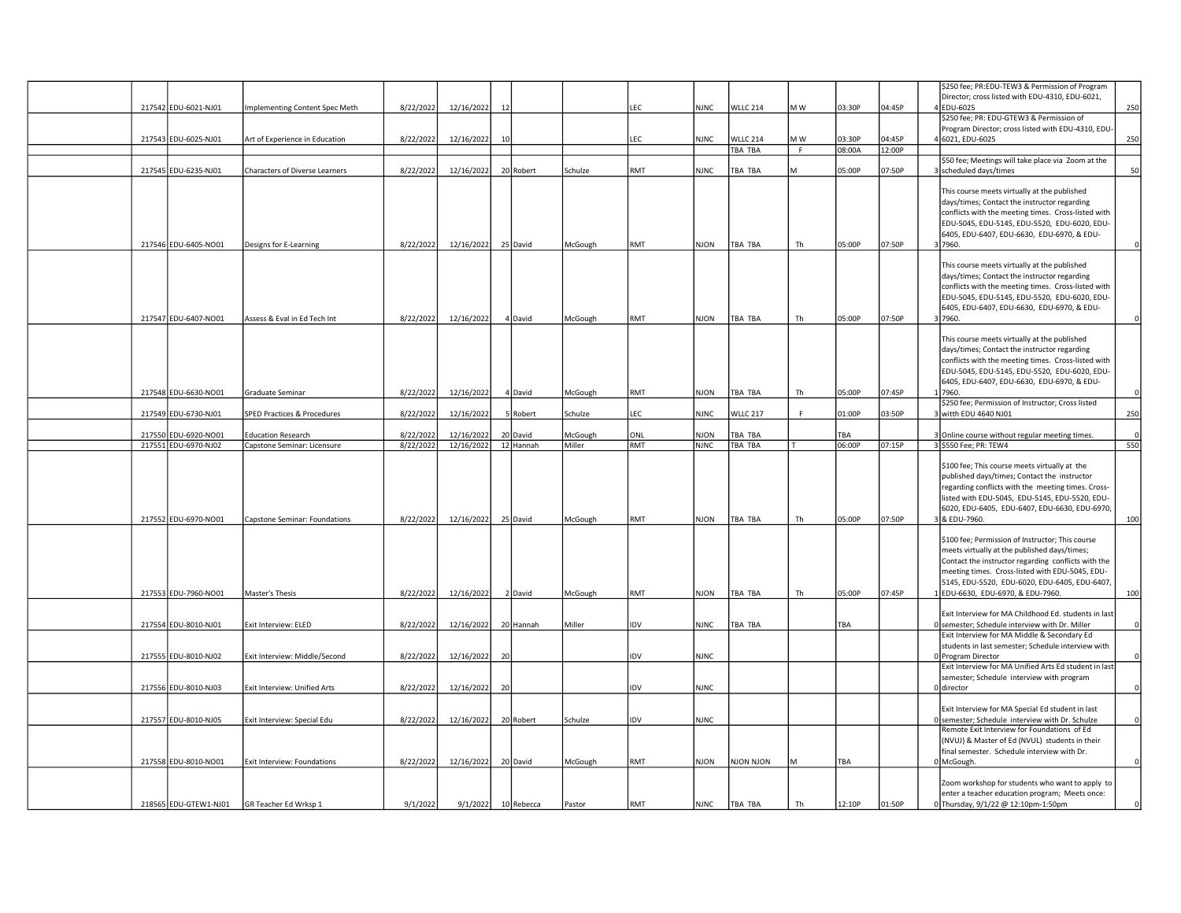| | CRN | Course | Title | Start Date | End Date | Cap | First Name | Last Name | Type | Campus | Room | Days | Start Time | End Time | Credits | Notes | Fee |
|---|---|---|---|---|---|---|---|---|---|---|---|---|---|---|---|---|---|
| | 217542 | EDU-6021-NJ01 | Implementing Content Spec Meth | 8/22/2022 | 12/16/2022 | 12 | | | LEC | NJNC | WLLC 214 | M W | 03:30P | 04:45P | 4 | $250 fee; PR:EDU-TEW3 & Permission of Program Director; cross listed with EDU-4310, EDU-6021, EDU-6025 | 250 |
| | 217543 | EDU-6025-NJ01 | Art of Experience in Education | 8/22/2022 | 12/16/2022 | 10 | | | LEC | NJNC | WLLC 214 | M W | 03:30P | 04:45P | 4 | $250 fee; PR: EDU-GTEW3 & Permission of Program Director; cross listed with EDU-4310, EDU-6021, EDU-6025 | 250 |
| | | | | | | | | | | | TBA TBA | F | 08:00A | 12:00P | | | |
| | 217545 | EDU-6235-NJ01 | Characters of Diverse Learners | 8/22/2022 | 12/16/2022 | 20 | Robert | Schulze | RMT | NJNC | TBA TBA | M | 05:00P | 07:50P | 3 | $50 fee; Meetings will take place via Zoom at the scheduled days/times | 50 |
| | 217546 | EDU-6405-NO01 | Designs for E-Learning | 8/22/2022 | 12/16/2022 | 25 | David | McGough | RMT | NJON | TBA TBA | Th | 05:00P | 07:50P | 3 | This course meets virtually at the published days/times; Contact the instructor regarding conflicts with the meeting times. Cross-listed with EDU-5045, EDU-5145, EDU-5520, EDU-6020, EDU-6405, EDU-6407, EDU-6630, EDU-6970, & EDU-7960. | 0 |
| | 217547 | EDU-6407-NO01 | Assess & Eval in Ed Tech Int | 8/22/2022 | 12/16/2022 | 4 | David | McGough | RMT | NJON | TBA TBA | Th | 05:00P | 07:50P | 3 | This course meets virtually at the published days/times; Contact the instructor regarding conflicts with the meeting times. Cross-listed with EDU-5045, EDU-5145, EDU-5520, EDU-6020, EDU-6405, EDU-6407, EDU-6630, EDU-6970, & EDU-7960. | 0 |
| | 217548 | EDU-6630-NO01 | Graduate Seminar | 8/22/2022 | 12/16/2022 | 4 | David | McGough | RMT | NJON | TBA TBA | Th | 05:00P | 07:45P | 1 | This course meets virtually at the published days/times; Contact the instructor regarding conflicts with the meeting times. Cross-listed with EDU-5045, EDU-5145, EDU-5520, EDU-6020, EDU-6405, EDU-6407, EDU-6630, EDU-6970, & EDU-7960. | 0 |
| | 217549 | EDU-6730-NJ01 | SPED Practices & Procedures | 8/22/2022 | 12/16/2022 | 5 | Robert | Schulze | LEC | NJNC | WLLC 217 | F | 01:00P | 03:50P | 3 | $250 fee; Permission of Instructor; Cross listed witth EDU 4640 NJ01 | 250 |
| | 217550 | EDU-6920-NO01 | Education Research | 8/22/2022 | 12/16/2022 | 20 | David | McGough | ONL | NJON | TBA TBA | | TBA | | 3 | Online course without regular meeting times. | 0 |
| | 217551 | EDU-6970-NJ02 | Capstone Seminar: Licensure | 8/22/2022 | 12/16/2022 | 12 | Hannah | Miller | RMT | NJNC | TBA TBA | T | 06:00P | 07:15P | 3 | $550 Fee; PR: TEW4 | 550 |
| | 217552 | EDU-6970-NO01 | Capstone Seminar: Foundations | 8/22/2022 | 12/16/2022 | 25 | David | McGough | RMT | NJON | TBA TBA | Th | 05:00P | 07:50P | 3 | $100 fee; This course meets virtually at the published days/times; Contact the instructor regarding conflicts with the meeting times. Cross-listed with EDU-5045, EDU-5145, EDU-5520, EDU-6020, EDU-6405, EDU-6407, EDU-6630, EDU-6970, & EDU-7960. | 100 |
| | 217553 | EDU-7960-NO01 | Master's Thesis | 8/22/2022 | 12/16/2022 | 2 | David | McGough | RMT | NJON | TBA TBA | Th | 05:00P | 07:45P | 1 | $100 fee; Permission of Instructor; This course meets virtually at the published days/times; Contact the instructor regarding conflicts with the meeting times. Cross-listed with EDU-5045, EDU-5145, EDU-5520, EDU-6020, EDU-6405, EDU-6407, EDU-6630, EDU-6970, & EDU-7960. | 100 |
| | 217554 | EDU-8010-NJ01 | Exit Interview: ELED | 8/22/2022 | 12/16/2022 | 20 | Hannah | Miller | IDV | NJNC | TBA TBA | | TBA | | 0 | Exit Interview for MA Childhood Ed. students in last semester; Schedule interview with Dr. Miller | 0 |
| | 217555 | EDU-8010-NJ02 | Exit Interview: Middle/Second | 8/22/2022 | 12/16/2022 | 20 | | | IDV | NJNC | | | | | 0 | Exit Interview for MA Middle & Secondary Ed students in last semester; Schedule interview with Program Director | 0 |
| | 217556 | EDU-8010-NJ03 | Exit Interview: Unified Arts | 8/22/2022 | 12/16/2022 | 20 | | | IDV | NJNC | | | | | 0 | Exit Interview for MA Unified Arts Ed student in last semester; Schedule interview with program director | 0 |
| | 217557 | EDU-8010-NJ05 | Exit Interview: Special Edu | 8/22/2022 | 12/16/2022 | 20 | Robert | Schulze | IDV | NJNC | | | | | 0 | Exit Interview for MA Special Ed student in last semester; Schedule interview with Dr. Schulze | 0 |
| | 217558 | EDU-8010-NO01 | Exit Interview: Foundations | 8/22/2022 | 12/16/2022 | 20 | David | McGough | RMT | NJON | NJON NJON | M | TBA | | 0 | Remote Exit Interview for Foundations of Ed (NVUJ) & Master of Ed (NVUL) students in their final semester. Schedule interview with Dr. McGough. | 0 |
| | 218565 | EDU-GTEW1-NJ01 | GR Teacher Ed Wrksp 1 | 9/1/2022 | 9/1/2022 | 10 | Rebecca | Pastor | RMT | NJNC | TBA TBA | Th | 12:10P | 01:50P | 0 | Zoom workshop for students who want to apply to enter a teacher education program; Meets once: Thursday, 9/1/22 @ 12:10pm-1:50pm | 0 |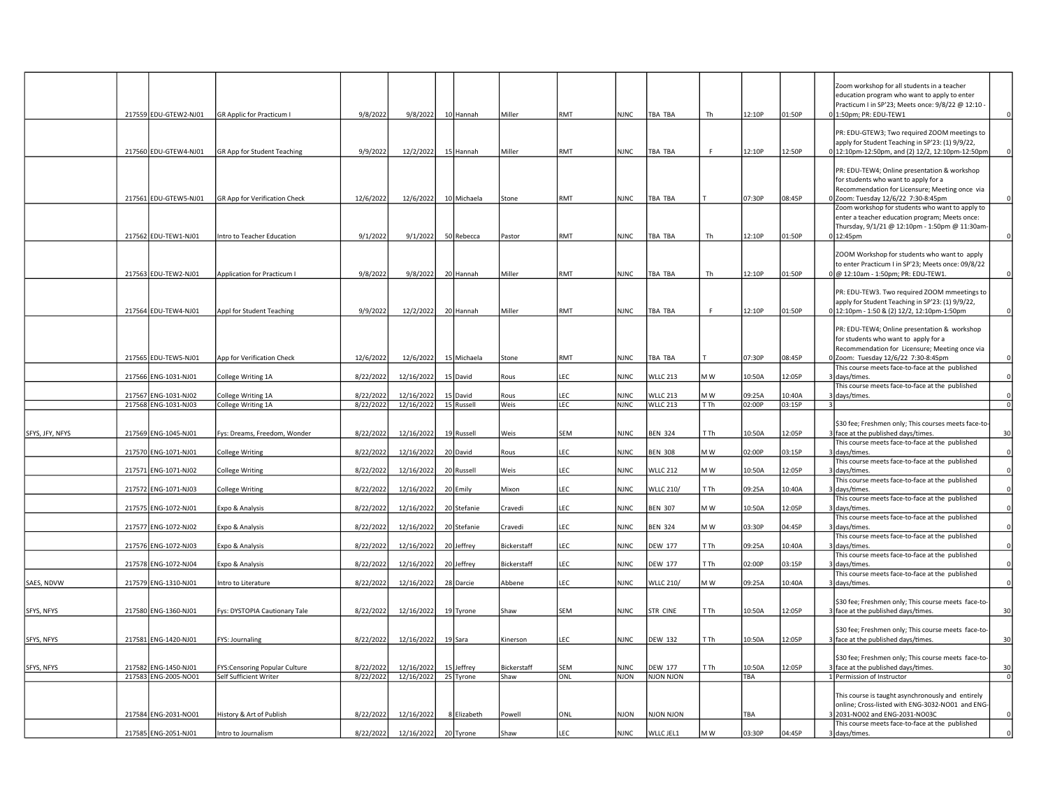| | | | | | | | | | | | | | | | | | |
|---|---|---|---|---|---|---|---|---|---|---|---|---|---|---|---|---|---|
| | 217559 | EDU-GTEW2-NJ01 | GR Applic for Practicum I | 9/8/2022 | 9/8/2022 | 10 | Hannah | Miller | RMT | NJNC | TBA TBA | Th | 12:10P | 01:50P | 0 | Zoom workshop for all students in a teacher education program who want to apply to enter Practicum I in SP'23; Meets once: 9/8/22 @ 12:10 - 1:50pm; PR: EDU-TEW1 | 0 |
| | 217560 | EDU-GTEW4-NJ01 | GR App for Student Teaching | 9/9/2022 | 12/2/2022 | 15 | Hannah | Miller | RMT | NJNC | TBA TBA | F | 12:10P | 12:50P | 0 | PR: EDU-GTEW3; Two required ZOOM meetings to apply for Student Teaching in SP'23: (1) 9/9/22, 12:10pm-12:50pm, and (2) 12/2, 12:10pm-12:50pm | 0 |
| | 217561 | EDU-GTEW5-NJ01 | GR App for Verification Check | 12/6/2022 | 12/6/2022 | 10 | Michaela | Stone | RMT | NJNC | TBA TBA | T | 07:30P | 08:45P | 0 | PR: EDU-TEW4; Online presentation & workshop for students who want to apply for a Recommendation for Licensure; Meeting once via Zoom: Tuesday 12/6/22 7:30-8:45pm | 0 |
| | 217562 | EDU-TEW1-NJ01 | Intro to Teacher Education | 9/1/2022 | 9/1/2022 | 50 | Rebecca | Pastor | RMT | NJNC | TBA TBA | Th | 12:10P | 01:50P | 0 | Zoom workshop for students who want to apply to enter a teacher education program; Meets once: Thursday, 9/1/21 @ 12:10pm - 1:50pm @ 11:30am-12:45pm | 0 |
| | 217563 | EDU-TEW2-NJ01 | Application for Practicum I | 9/8/2022 | 9/8/2022 | 20 | Hannah | Miller | RMT | NJNC | TBA TBA | Th | 12:10P | 01:50P | 0 | ZOOM Workshop for students who want to apply to enter Practicum I in SP'23; Meets once: 09/8/22 @ 12:10am - 1:50pm; PR: EDU-TEW1. | 0 |
| | 217564 | EDU-TEW4-NJ01 | Appl for Student Teaching | 9/9/2022 | 12/2/2022 | 20 | Hannah | Miller | RMT | NJNC | TBA TBA | F | 12:10P | 01:50P | 0 | PR: EDU-TEW3. Two required ZOOM mmeetings to apply for Student Teaching in SP'23: (1) 9/9/22, 12:10pm - 1:50 & (2) 12/2, 12:10pm-1:50pm | 0 |
| | 217565 | EDU-TEW5-NJ01 | App for Verification Check | 12/6/2022 | 12/6/2022 | 15 | Michaela | Stone | RMT | NJNC | TBA TBA | T | 07:30P | 08:45P | 0 | PR: EDU-TEW4; Online presentation & workshop for students who want to apply for a Recommendation for Licensure; Meeting once via Zoom: Tuesday 12/6/22 7:30-8:45pm | 0 |
| | 217566 | ENG-1031-NJ01 | College Writing 1A | 8/22/2022 | 12/16/2022 | 15 | David | Rous | LEC | NJNC | WLLC 213 | M W | 10:50A | 12:05P | 3 | This course meets face-to-face at the published days/times. | 0 |
| | 217567 | ENG-1031-NJ02 | College Writing 1A | 8/22/2022 | 12/16/2022 | 15 | David | Rous | LEC | NJNC | WLLC 213 | M W | 09:25A | 10:40A | 3 | This course meets face-to-face at the published days/times. | 0 |
| | 217568 | ENG-1031-NJ03 | College Writing 1A | 8/22/2022 | 12/16/2022 | 15 | Russell | Weis | LEC | NJNC | WLLC 213 | T Th | 02:00P | 03:15P | 3 | | 0 |
| SFYS, JFY, NFYS | 217569 | ENG-1045-NJ01 | Fys: Dreams, Freedom, Wonder | 8/22/2022 | 12/16/2022 | 19 | Russell | Weis | SEM | NJNC | BEN 324 | T Th | 10:50A | 12:05P | 3 | $30 fee; Freshmen only; This courses meets face-to-face at the published days/times. | 30 |
| | 217570 | ENG-1071-NJ01 | College Writing | 8/22/2022 | 12/16/2022 | 20 | David | Rous | LEC | NJNC | BEN 308 | M W | 02:00P | 03:15P | 3 | This course meets face-to-face at the published days/times. | 0 |
| | 217571 | ENG-1071-NJ02 | College Writing | 8/22/2022 | 12/16/2022 | 20 | Russell | Weis | LEC | NJNC | WLLC 212 | M W | 10:50A | 12:05P | 3 | This course meets face-to-face at the published days/times. | 0 |
| | 217572 | ENG-1071-NJ03 | College Writing | 8/22/2022 | 12/16/2022 | 20 | Emily | Mixon | LEC | NJNC | WLLC 210/ | T Th | 09:25A | 10:40A | 3 | This course meets face-to-face at the published days/times. | 0 |
| | 217575 | ENG-1072-NJ01 | Expo & Analysis | 8/22/2022 | 12/16/2022 | 20 | Stefanie | Cravedi | LEC | NJNC | BEN 307 | M W | 10:50A | 12:05P | 3 | This course meets face-to-face at the published days/times. | 0 |
| | 217577 | ENG-1072-NJ02 | Expo & Analysis | 8/22/2022 | 12/16/2022 | 20 | Stefanie | Cravedi | LEC | NJNC | BEN 324 | M W | 03:30P | 04:45P | 3 | This course meets face-to-face at the published days/times. | 0 |
| | 217576 | ENG-1072-NJ03 | Expo & Analysis | 8/22/2022 | 12/16/2022 | 20 | Jeffrey | Bickerstaff | LEC | NJNC | DEW 177 | T Th | 09:25A | 10:40A | 3 | This course meets face-to-face at the published days/times. | 0 |
| | 217578 | ENG-1072-NJ04 | Expo & Analysis | 8/22/2022 | 12/16/2022 | 20 | Jeffrey | Bickerstaff | LEC | NJNC | DEW 177 | T Th | 02:00P | 03:15P | 3 | This course meets face-to-face at the published days/times. | 0 |
| SAES, NDVW | 217579 | ENG-1310-NJ01 | Intro to Literature | 8/22/2022 | 12/16/2022 | 28 | Darcie | Abbene | LEC | NJNC | WLLC 210/ | M W | 09:25A | 10:40A | 3 | This course meets face-to-face at the published days/times. | 0 |
| SFYS, NFYS | 217580 | ENG-1360-NJ01 | Fys: DYSTOPIA Cautionary Tale | 8/22/2022 | 12/16/2022 | 19 | Tyrone | Shaw | SEM | NJNC | STR CINE | T Th | 10:50A | 12:05P | 3 | $30 fee; Freshmen only; This course meets face-to-face at the published days/times. | 30 |
| SFYS, NFYS | 217581 | ENG-1420-NJ01 | FYS: Journaling | 8/22/2022 | 12/16/2022 | 19 | Sara | Kinerson | LEC | NJNC | DEW 132 | T Th | 10:50A | 12:05P | 3 | $30 fee; Freshmen only; This course meets face-to-face at the published days/times. | 30 |
| SFYS, NFYS | 217582 | ENG-1450-NJ01 | FYS:Censoring Popular Culture | 8/22/2022 | 12/16/2022 | 15 | Jeffrey | Bickerstaff | SEM | NJNC | DEW 177 | T Th | 10:50A | 12:05P | 3 | $30 fee; Freshmen only; This course meets face-to-face at the published days/times. | 30 |
| | 217583 | ENG-2005-NO01 | Self Sufficient Writer | 8/22/2022 | 12/16/2022 | 25 | Tyrone | Shaw | ONL | NJON | NJON NJON | | TBA | | 1 | Permission of Instructor | 0 |
| | 217584 | ENG-2031-NO01 | History & Art of Publish | 8/22/2022 | 12/16/2022 | 8 | Elizabeth | Powell | ONL | NJON | NJON NJON | | TBA | | 3 | This course is taught asynchronously and entirely online; Cross-listed with ENG-3032-NO01 and ENG-2031-NO02 and ENG-2031-NO03C | 0 |
| | 217585 | ENG-2051-NJ01 | Intro to Journalism | 8/22/2022 | 12/16/2022 | 20 | Tyrone | Shaw | LEC | NJNC | WLLC JEL1 | M W | 03:30P | 04:45P | 3 | This course meets face-to-face at the published days/times. | 0 |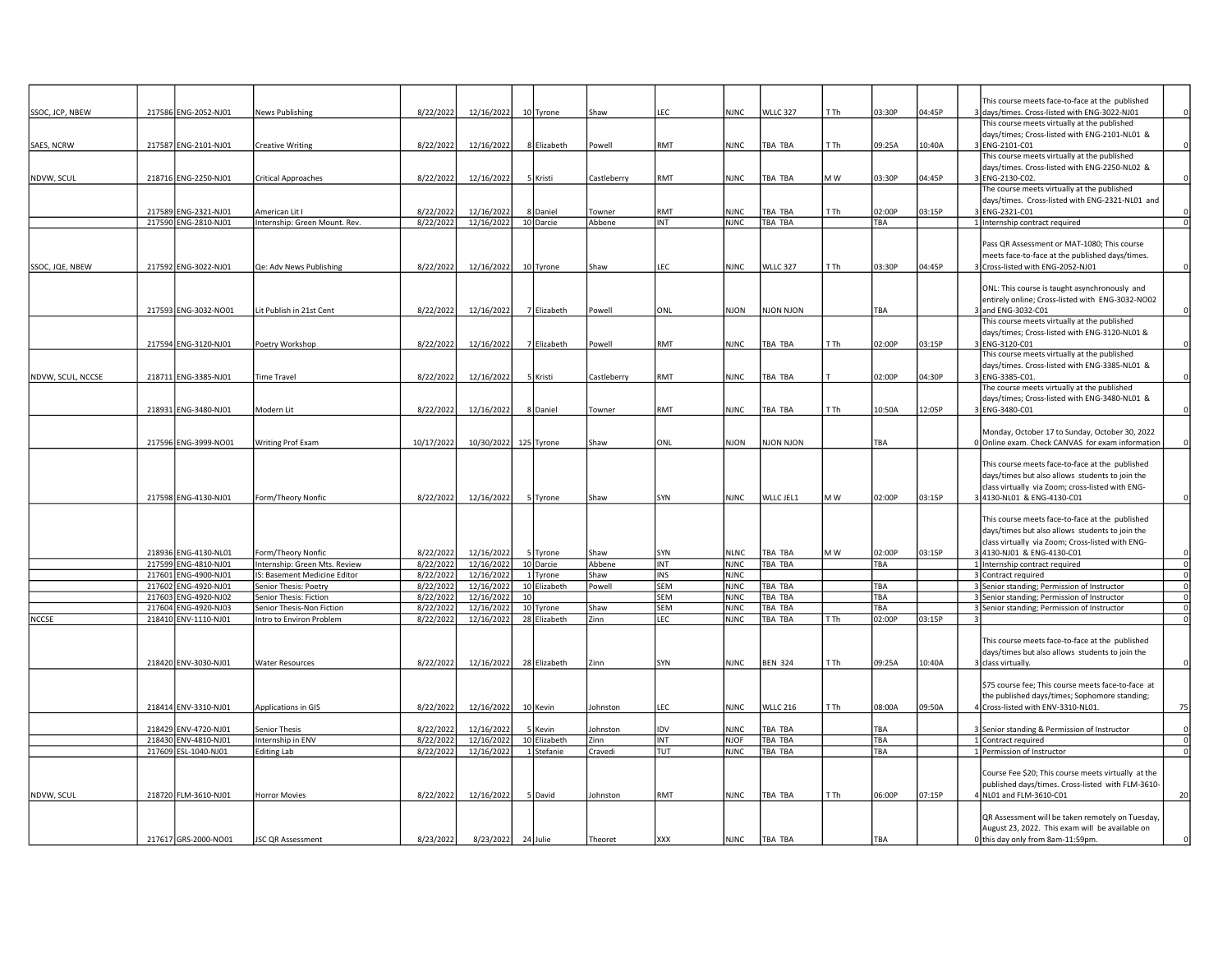| | | | | | | | | | | | | | | | | | | |
|---|---|---|---|---|---|---|---|---|---|---|---|---|---|---|---|---|---|---|
| SSOC, JCP, NBEW | 217586 | ENG-2052-NJ01 | News Publishing | 8/22/2022 | 12/16/2022 | 10 | Tyrone | Shaw | LEC | NJNC | WLLC 327 | T Th | 03:30P | 04:45P | 3 | This course meets face-to-face at the published days/times. Cross-listed with ENG-3022-NJ01 | 0 |
| SAES, NCRW | 217587 | ENG-2101-NJ01 | Creative Writing | 8/22/2022 | 12/16/2022 | 8 | Elizabeth | Powell | RMT | NJNC | TBA TBA | T Th | 09:25A | 10:40A | 3 | This course meets virtually at the published days/times; Cross-listed with ENG-2101-NL01 & ENG-2101-C01 | 0 |
| NDVW, SCUL | 218716 | ENG-2250-NJ01 | Critical Approaches | 8/22/2022 | 12/16/2022 | 5 | Kristi | Castleberry | RMT | NJNC | TBA TBA | M W | 03:30P | 04:45P | 3 | This course meets virtually at the published days/times. Cross-listed with ENG-2250-NL02 & ENG-2130-C02. | 0 |
| | 217589 | ENG-2321-NJ01 | American Lit I | 8/22/2022 | 12/16/2022 | 8 | Daniel | Towner | RMT | NJNC | TBA TBA | T Th | 02:00P | 03:15P | 3 | The course meets virtually at the published days/times. Cross-listed with ENG-2321-NL01 and ENG-2321-C01 | 0 |
| | 217590 | ENG-2810-NJ01 | Internship: Green Mount. Rev. | 8/22/2022 | 12/16/2022 | 10 | Darcie | Abbene | INT | NJNC | TBA TBA | | TBA | | 1 | Internship contract required | 0 |
| SSOC, JQE, NBEW | 217592 | ENG-3022-NJ01 | Qe: Adv News Publishing | 8/22/2022 | 12/16/2022 | 10 | Tyrone | Shaw | LEC | NJNC | WLLC 327 | T Th | 03:30P | 04:45P | 3 | Pass QR Assessment or MAT-1080; This course meets face-to-face at the published days/times. Cross-listed with ENG-2052-NJ01 | 0 |
| | 217593 | ENG-3032-NO01 | Lit Publish in 21st Cent | 8/22/2022 | 12/16/2022 | 7 | Elizabeth | Powell | ONL | NJON | NJON NJON | | TBA | | 3 | ONL: This course is taught asynchronously and entirely online; Cross-listed with ENG-3032-NO02 and ENG-3032-C01 | 0 |
| | 217594 | ENG-3120-NJ01 | Poetry Workshop | 8/22/2022 | 12/16/2022 | 7 | Elizabeth | Powell | RMT | NJNC | TBA TBA | T Th | 02:00P | 03:15P | 3 | This course meets virtually at the published days/times; Cross-listed with ENG-3120-NL01 & ENG-3120-C01 | 0 |
| NDVW, SCUL, NCCSE | 218711 | ENG-3385-NJ01 | Time Travel | 8/22/2022 | 12/16/2022 | 5 | Kristi | Castleberry | RMT | NJNC | TBA TBA | T | 02:00P | 04:30P | 3 | This course meets virtually at the published days/times. Cross-listed with ENG-3385-NL01 & ENG-3385-C01. | 0 |
| | 218931 | ENG-3480-NJ01 | Modern Lit | 8/22/2022 | 12/16/2022 | 8 | Daniel | Towner | RMT | NJNC | TBA TBA | T Th | 10:50A | 12:05P | 3 | The course meets virtually at the published days/times; Cross-listed with ENG-3480-NL01 & ENG-3480-C01 | 0 |
| | 217596 | ENG-3999-NO01 | Writing Prof Exam | 10/17/2022 | 10/30/2022 | 125 | Tyrone | Shaw | ONL | NJON | NJON NJON | | TBA | | 0 | Monday, October 17 to Sunday, October 30, 2022 Online exam. Check CANVAS for exam information | 0 |
| | 217598 | ENG-4130-NJ01 | Form/Theory Nonfic | 8/22/2022 | 12/16/2022 | 5 | Tyrone | Shaw | SYN | NJNC | WLLC JEL1 | M W | 02:00P | 03:15P | 3 | This course meets face-to-face at the published days/times but also allows students to join the class virtually via Zoom; cross-listed with ENG-4130-NL01 & ENG-4130-C01 | 0 |
| | 218936 | ENG-4130-NL01 | Form/Theory Nonfic | 8/22/2022 | 12/16/2022 | 5 | Tyrone | Shaw | SYN | NLNC | TBA TBA | M W | 02:00P | 03:15P | 3 | This course meets face-to-face at the published days/times but also allows students to join the class virtually via Zoom; Cross-listed with ENG-4130-NJ01 & ENG-4130-C01 | 0 |
| | 217599 | ENG-4810-NJ01 | Internship: Green Mts. Review | 8/22/2022 | 12/16/2022 | 10 | Darcie | Abbene | INT | NJNC | TBA TBA | | TBA | | 1 | Internship contract required | 0 |
| | 217601 | ENG-4900-NJ01 | IS: Basement Medicine Editor | 8/22/2022 | 12/16/2022 | 1 | Tyrone | Shaw | INS | NJNC | | | | | 3 | Contract required | 0 |
| | 217602 | ENG-4920-NJ01 | Senior Thesis: Poetry | 8/22/2022 | 12/16/2022 | 10 | Elizabeth | Powell | SEM | NJNC | TBA TBA | | TBA | | 3 | Senior standing; Permission of Instructor | 0 |
| | 217603 | ENG-4920-NJ02 | Senior Thesis: Fiction | 8/22/2022 | 12/16/2022 | 10 | | | SEM | NJNC | TBA TBA | | TBA | | 3 | Senior standing; Permission of Instructor | 0 |
| | 217604 | ENG-4920-NJ03 | Senior Thesis-Non Fiction | 8/22/2022 | 12/16/2022 | 10 | Tyrone | Shaw | SEM | NJNC | TBA TBA | | TBA | | 3 | Senior standing; Permission of Instructor | 0 |
| NCCSE | 218410 | ENV-1110-NJ01 | Intro to Environ Problem | 8/22/2022 | 12/16/2022 | 28 | Elizabeth | Zinn | LEC | NJNC | TBA TBA | T Th | 02:00P | 03:15P | 3 | | 0 |
| | 218420 | ENV-3030-NJ01 | Water Resources | 8/22/2022 | 12/16/2022 | 28 | Elizabeth | Zinn | SYN | NJNC | BEN 324 | T Th | 09:25A | 10:40A | 3 | This course meets face-to-face at the published days/times but also allows students to join the class virtually. | 0 |
| | 218414 | ENV-3310-NJ01 | Applications in GIS | 8/22/2022 | 12/16/2022 | 10 | Kevin | Johnston | LEC | NJNC | WLLC 216 | T Th | 08:00A | 09:50A | 4 | $75 course fee; This course meets face-to-face at the published days/times; Sophomore standing; Cross-listed with ENV-3310-NL01. | 75 |
| | 218429 | ENV-4720-NJ01 | Senior Thesis | 8/22/2022 | 12/16/2022 | 5 | Kevin | Johnston | IDV | NJNC | TBA TBA | | TBA | | 3 | Senior standing & Permission of Instructor | 0 |
| | 218430 | ENV-4810-NJ01 | Internship in ENV | 8/22/2022 | 12/16/2022 | 10 | Elizabeth | Zinn | INT | NJOF | TBA TBA | | TBA | | 1 | Contract required | 0 |
| | 217609 | ESL-1040-NJ01 | Editing Lab | 8/22/2022 | 12/16/2022 | 1 | Stefanie | Cravedi | TUT | NJNC | TBA TBA | | TBA | | 1 | Permission of Instructor | 0 |
| NDVW, SCUL | 218720 | FLM-3610-NJ01 | Horror Movies | 8/22/2022 | 12/16/2022 | 5 | David | Johnston | RMT | NJNC | TBA TBA | T Th | 06:00P | 07:15P | 4 | Course Fee $20; This course meets virtually at the published days/times. Cross-listed with FLM-3610-NL01 and FLM-3610-C01 | 20 |
| | 217617 | GRS-2000-NO01 | JSC QR Assessment | 8/23/2022 | 8/23/2022 | 24 | Julie | Theoret | XXX | NJNC | TBA TBA | | TBA | | 0 | QR Assessment will be taken remotely on Tuesday, August 23, 2022. This exam will be available on this day only from 8am-11:59pm. | 0 |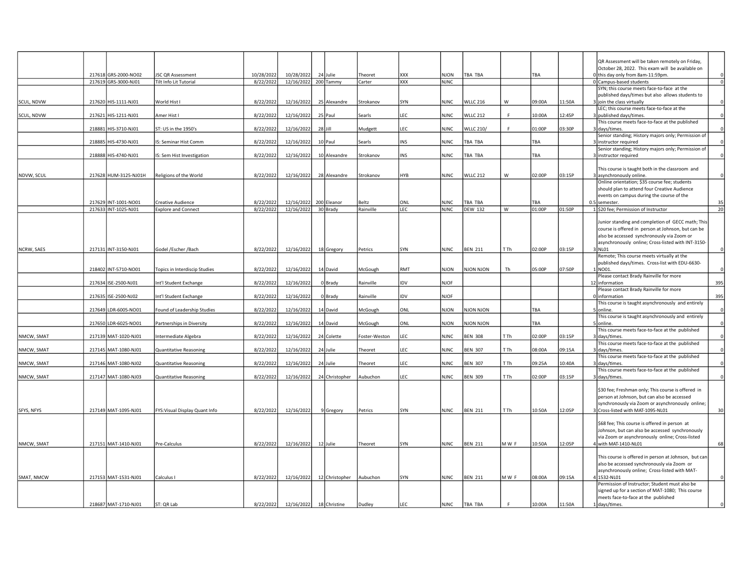| | | | | | | | | | | | | | | | | | | |
|---|---|---|---|---|---|---|---|---|---|---|---|---|---|---|---|---|---|---|
| | 217618 | GRS-2000-NO02 | JSC QR Assessment | 10/28/2022 | 10/28/2022 | 24 | Julie | Theoret | XXX | NJON | TBA TBA | | TBA | | 0 | QR Assessment will be taken remotely on Friday, October 28, 2022. This exam will be available on this day only from 8am-11:59pm. | 0 |
| | 217619 | GRS-3000-NJ01 | Tilt Info Lit Tutorial | 8/22/2022 | 12/16/2022 | 200 | Tammy | Carter | XXX | NJNC | | | | | 0 | Campus-based students | 0 |
| SCUL, NDVW | 217620 | HIS-1111-NJ01 | World Hist I | 8/22/2022 | 12/16/2022 | 25 | Alexandre | Strokanov | SYN | NJNC | WLLC 216 | W | 09:00A | 11:50A | 3 | SYN; this course meets face-to-face at the published days/times but also allows students to join the class virtually | 0 |
| SCUL, NDVW | 217621 | HIS-1211-NJ01 | Amer Hist I | 8/22/2022 | 12/16/2022 | 25 | Paul | Searls | LEC | NJNC | WLLC 212 | F | 10:00A | 12:45P | 3 | LEC; this course meets face-to-face at the published days/times. | 0 |
| | 218881 | HIS-3710-NJ01 | ST: US in the 1950's | 8/22/2022 | 12/16/2022 | 28 | Jill | Mudgett | LEC | NJNC | WLLC 210/ | F | 01:00P | 03:30P | 3 | This course meets face-to-face at the published days/times. | 0 |
| | 218885 | HIS-4730-NJ01 | IS: Seminar Hist Comm | 8/22/2022 | 12/16/2022 | 10 | Paul | Searls | INS | NJNC | TBA TBA | | TBA | | 3 | Senior standing; History majors only; Permission of instructor required | 0 |
| | 218888 | HIS-4740-NJ01 | IS: Sem Hist Investigation | 8/22/2022 | 12/16/2022 | 10 | Alexandre | Strokanov | INS | NJNC | TBA TBA | | TBA | | 3 | Senior standing; History majors only; Permission of instructor required | 0 |
| NDVW, SCUL | 217628 | HUM-3125-NJ01H | Religions of the World | 8/22/2022 | 12/16/2022 | 28 | Alexandre | Strokanov | HYB | NJNC | WLLC 212 | W | 02:00P | 03:15P | 3 | This course is taught both in the classroom and asynchronously online. | 0 |
| | 217629 | INT-1001-NO01 | Creative Audience | 8/22/2022 | 12/16/2022 | 200 | Eleanor | Beltz | ONL | NJNC | TBA TBA | | TBA | | 0.5 | Online orientation; $35 course fee; students should plan to attend four Creative Audience events on campus during the course of the semester. | 35 |
| | 217633 | INT-1025-NJ01 | Explore and Connect | 8/22/2022 | 12/16/2022 | 30 | Brady | Rainville | LEC | NJNC | DEW 132 | W | 01:00P | 01:50P | 1 | $20 fee; Permission of Instructor | 20 |
| NCRW, SAES | 217131 | INT-3150-NJ01 | Godel /Escher /Bach | 8/22/2022 | 12/16/2022 | 18 | Gregory | Petrics | SYN | NJNC | BEN 211 | T Th | 02:00P | 03:15P | 3 | Junior standing and completion of GECC math; This course is offered in person at Johnson, but can be also be accessed synchronously via Zoom or asynchronously online; Cross-listed with INT-3150-NL01 | 0 |
| | 218402 | INT-5710-NO01 | Topics in Interdiscip Studies | 8/22/2022 | 12/16/2022 | 14 | David | McGough | RMT | NJON | NJON NJON | Th | 05:00P | 07:50P | 1 | Remote; This course meets virtually at the published days/times. Cross-list with EDU-6630-NO01. | 0 |
| | 217634 | ISE-2500-NJ01 | Int'l Student Exchange | 8/22/2022 | 12/16/2022 | 0 | Brady | Rainville | IDV | NJOF | | | | | 12 | Please contact Brady Rainville for more information | 395 |
| | 217635 | ISE-2500-NJ02 | Int'l Student Exchange | 8/22/2022 | 12/16/2022 | 0 | Brady | Rainville | IDV | NJOF | | | | | 0 | Please contact Brady Rainville for more information | 395 |
| | 217649 | LDR-6005-NO01 | Found of Leadership Studies | 8/22/2022 | 12/16/2022 | 14 | David | McGough | ONL | NJON | NJON NJON | | TBA | | 5 | This course is taught asynchronously and entirely online. | 0 |
| | 217650 | LDR-6025-NO01 | Partnerships in Diversity | 8/22/2022 | 12/16/2022 | 14 | David | McGough | ONL | NJON | NJON NJON | | TBA | | 5 | This course is taught asynchronously and entirely online. | 0 |
| NMCW, SMAT | 217139 | MAT-1020-NJ01 | Intermediate Algebra | 8/22/2022 | 12/16/2022 | 24 | Colette | Foster-Weston | LEC | NJNC | BEN 308 | T Th | 02:00P | 03:15P | 3 | This course meets face-to-face at the published days/times. | 0 |
| NMCW, SMAT | 217145 | MAT-1080-NJ01 | Quantitative Reasoning | 8/22/2022 | 12/16/2022 | 24 | Julie | Theoret | LEC | NJNC | BEN 307 | T Th | 08:00A | 09:15A | 3 | This course meets face-to-face at the published days/times. | 0 |
| NMCW, SMAT | 217146 | MAT-1080-NJ02 | Quantitative Reasoning | 8/22/2022 | 12/16/2022 | 24 | Julie | Theoret | LEC | NJNC | BEN 307 | T Th | 09:25A | 10:40A | 3 | This course meets face-to-face at the published days/times. | 0 |
| NMCW, SMAT | 217147 | MAT-1080-NJ03 | Quantitative Reasoning | 8/22/2022 | 12/16/2022 | 24 | Christopher | Aubuchon | LEC | NJNC | BEN 309 | T Th | 02:00P | 03:15P | 3 | This course meets face-to-face at the published days/times. | 0 |
| SFYS, NFYS | 217149 | MAT-1095-NJ01 | FYS:Visual Display Quant Info | 8/22/2022 | 12/16/2022 | 9 | Gregory | Petrics | SYN | NJNC | BEN 211 | T Th | 10:50A | 12:05P | 3 | $30 fee; Freshman only; This course is offered in person at Johnson, but can also be accessed synchronously via Zoom or asynchronously online; Cross-listed with MAT-1095-NL01 | 30 |
| NMCW, SMAT | 217151 | MAT-1410-NJ01 | Pre-Calculus | 8/22/2022 | 12/16/2022 | 12 | Julie | Theoret | SYN | NJNC | BEN 211 | M W F | 10:50A | 12:05P | 4 | $68 fee; This course is offered in person at Johnson, but can also be accessed synchronously via Zoom or asynchronously online; Cross-listed with MAT-1410-NL01 | 68 |
| SMAT, NMCW | 217153 | MAT-1531-NJ01 | Calculus I | 8/22/2022 | 12/16/2022 | 12 | Christopher | Aubuchon | SYN | NJNC | BEN 211 | M W F | 08:00A | 09:15A | 4 | This course is offered in person at Johnson, but can also be accessed synchronously via Zoom or asynchronously online; Cross-listed with MAT-1532-NL01 | 0 |
| | 218687 | MAT-1710-NJ01 | ST: QR Lab | 8/22/2022 | 12/16/2022 | 18 | Christine | Dudley | LEC | NJNC | TBA TBA | F | 10:00A | 11:50A | 1 | Permission of Instructor; Student must also be signed up for a section of MAT-1080; This course meets face-to-face at the published days/times. | 0 |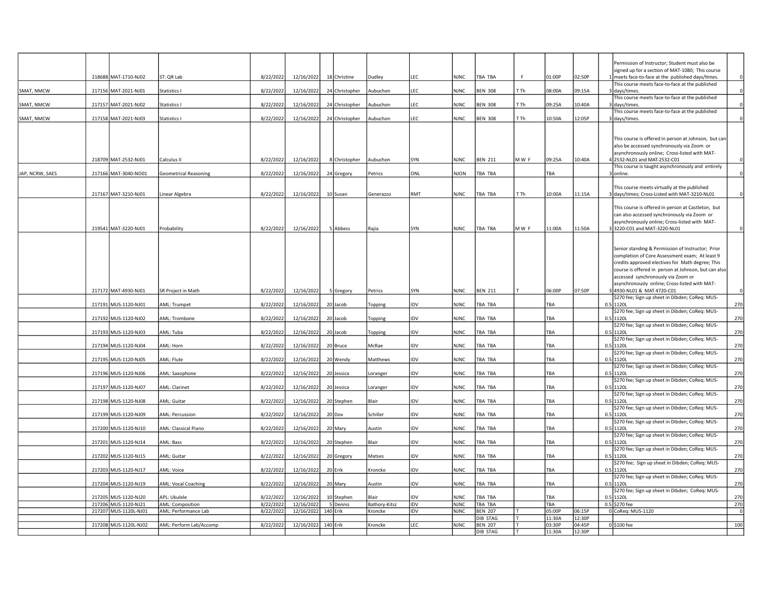| | | | | | | | | | | | | | | | | | |
|---|---|---|---|---|---|---|---|---|---|---|---|---|---|---|---|---|---|
| | 218688 | MAT-1710-NJ02 | ST: QR Lab | 8/22/2022 | 12/16/2022 | 18 | Christine | Dudley | LEC | NJNC | TBA TBA | F | 01:00P | 02:50P | 1 | Permission of Instructor; Student must also be signed up for a section of MAT-1080; This course meets face-to-face at the published days/times. | 0 |
| SMAT, NMCW | 217156 | MAT-2021-NJ01 | Statistics I | 8/22/2022 | 12/16/2022 | 24 | Christopher | Aubuchon | LEC | NJNC | BEN 308 | T Th | 08:00A | 09:15A | 3 | This course meets face-to-face at the published days/times. | 0 |
| SMAT, NMCW | 217157 | MAT-2021-NJ02 | Statistics I | 8/22/2022 | 12/16/2022 | 24 | Christopher | Aubuchon | LEC | NJNC | BEN 308 | T Th | 09:25A | 10:40A | 3 | This course meets face-to-face at the published days/times. | 0 |
| SMAT, NMCW | 217158 | MAT-2021-NJ03 | Statistics I | 8/22/2022 | 12/16/2022 | 24 | Christopher | Aubuchon | LEC | NJNC | BEN 308 | T Th | 10:50A | 12:05P | 3 | This course meets face-to-face at the published days/times. | 0 |
| | 218709 | MAT-2532-NJ01 | Calculus II | 8/22/2022 | 12/16/2022 | 8 | Christopher | Aubuchon | SYN | NJNC | BEN 211 | M W F | 09:25A | 10:40A | 4 | This course is offered in person at Johnson, but can also be accessed synchronously via Zoom or asynchronously online; Cross-listed with MAT-2532-NL01 and MAT-2532-C01 | 0 |
| JAP, NCRW, SAES | 217166 | MAT-3040-NO01 | Geometrical Reasoning | 8/22/2022 | 12/16/2022 | 24 | Gregory | Petrics | ONL | NJON | TBA TBA | | TBA | | 3 | This course is taught asynchronously and entirely online. | 0 |
| | 217167 | MAT-3210-NJ01 | Linear Algebra | 8/22/2022 | 12/16/2022 | 10 | Susan | Generazzo | RMT | NJNC | TBA TBA | T Th | 10:00A | 11:15A | 3 | This course meets virtually at the published days/times; Cross-Listed with MAT-3210-NL01 | 0 |
| | 219541 | MAT-3220-NJ01 | Probability | 8/22/2022 | 12/16/2022 | 5 | Abbess | Rajia | SYN | NJNC | TBA TBA | M W F | 11:00A | 11:50A | 3 | This course is offered in person at Castleton, but can also accessed synchronously via Zoom or asynchronously online; Cross-listed with MAT-3220-C01 and MAT-3220-NL01 | 0 |
| | 217172 | MAT-4930-NJ01 | SR Project in Math | 8/22/2022 | 12/16/2022 | 5 | Gregory | Petrics | SYN | NJNC | BEN 211 | T | 06:00P | 07:50P | 3 | Senior standing & Permission of Instructor; Prior completion of Core Assessment exam; At least 9 credits approved electives for Math degree; This course is offered in person at Johnson, but can also accessed synchronously via Zoom or asynchronously online; Cross-listed with MAT-4930-NL01 & MAT 4720-C01 | 0 |
| | 217191 | MUS-1120-NJ01 | AML: Trumpet | 8/22/2022 | 12/16/2022 | 20 | Jacob | Topping | IDV | NJNC | TBA TBA | | TBA | | 0.5 | $270 fee; Sign up sheet in Dibden; CoReq: MUS-1120L | 270 |
| | 217192 | MUS-1120-NJ02 | AML: Trombone | 8/22/2022 | 12/16/2022 | 20 | Jacob | Topping | IDV | NJNC | TBA TBA | | TBA | | 0.5 | $270 fee; Sign up sheet in Dibden; CoReq: MUS-1120L | 270 |
| | 217193 | MUS-1120-NJ03 | AML: Tuba | 8/22/2022 | 12/16/2022 | 20 | Jacob | Topping | IDV | NJNC | TBA TBA | | TBA | | 0.5 | $270 fee; Sign up sheet in Dibden; CoReq: MUS-1120L | 270 |
| | 217194 | MUS-1120-NJ04 | AML: Horn | 8/22/2022 | 12/16/2022 | 20 | Bruce | McRae | IDV | NJNC | TBA TBA | | TBA | | 0.5 | $270 fee; Sign up sheet in Dibden; CoReq: MUS-1120L | 270 |
| | 217195 | MUS-1120-NJ05 | AML: Flute | 8/22/2022 | 12/16/2022 | 20 | Wendy | Matthews | IDV | NJNC | TBA TBA | | TBA | | 0.5 | $270 fee; Sign up sheet in Dibden; CoReq: MUS-1120L | 270 |
| | 217196 | MUS-1120-NJ06 | AML: Saxophone | 8/22/2022 | 12/16/2022 | 20 | Jessica | Loranger | IDV | NJNC | TBA TBA | | TBA | | 0.5 | $270 fee; Sign up sheet in Dibden; CoReq: MUS-1120L | 270 |
| | 217197 | MUS-1120-NJ07 | AML: Clarinet | 8/22/2022 | 12/16/2022 | 20 | Jessica | Loranger | IDV | NJNC | TBA TBA | | TBA | | 0.5 | $270 fee; Sign up sheet in Dibden; CoReq: MUS-1120L | 270 |
| | 217198 | MUS-1120-NJ08 | AML: Guitar | 8/22/2022 | 12/16/2022 | 20 | Stephen | Blair | IDV | NJNC | TBA TBA | | TBA | | 0.5 | $270 fee; Sign up sheet in Dibden; CoReq: MUS-1120L | 270 |
| | 217199 | MUS-1120-NJ09 | AML: Percussion | 8/22/2022 | 12/16/2022 | 20 | Dov | Schiller | IDV | NJNC | TBA TBA | | TBA | | 0.5 | $270 fee; Sign up sheet in Dibden; CoReq: MUS-1120L | 270 |
| | 217200 | MUS-1120-NJ10 | AML: Classical Piano | 8/22/2022 | 12/16/2022 | 20 | Mary | Austin | IDV | NJNC | TBA TBA | | TBA | | 0.5 | $270 fee; Sign up sheet in Dibden; CoReq: MUS-1120L | 270 |
| | 217201 | MUS-1120-NJ14 | AML: Bass | 8/22/2022 | 12/16/2022 | 20 | Stephen | Blair | IDV | NJNC | TBA TBA | | TBA | | 0.5 | $270 fee; Sign up sheet in Dibden; CoReq: MUS-1120L | 270 |
| | 217202 | MUS-1120-NJ15 | AML: Guitar | 8/22/2022 | 12/16/2022 | 20 | Gregory | Matses | IDV | NJNC | TBA TBA | | TBA | | 0.5 | $270 fee; Sign up sheet in Dibden; CoReq: MUS-1120L | 270 |
| | 217203 | MUS-1120-NJ17 | AML: Voice | 8/22/2022 | 12/16/2022 | 20 | Erik | Kroncke | IDV | NJNC | TBA TBA | | TBA | | 0.5 | $270 fee; Sign up sheet in Dibden; CoReq: MUS-1120L | 270 |
| | 217204 | MUS-1120-NJ19 | AML: Vocal Coaching | 8/22/2022 | 12/16/2022 | 20 | Mary | Austin | IDV | NJNC | TBA TBA | | TBA | | 0.5 | $270 fee; Sign up sheet in Dibden; CoReq: MUS-1120L | 270 |
| | 217205 | MUS-1120-NJ20 | APL: Ukulele | 8/22/2022 | 12/16/2022 | 10 | Stephen | Blair | IDV | NJNC | TBA TBA | | TBA | | 0.5 | $270 fee; Sign up sheet in Dibden; CoReq: MUS-1120L | 270 |
| | 217206 | MUS-1120-NJ21 | AML: Composition | 8/22/2022 | 12/16/2022 | 5 | Dennis | Bathory-Kitsz | IDV | NJNC | TBA TBA | | TBA | | 0.5 | $270 fee | 270 |
| | 217207 | MUS-1120L-NJ01 | AML: Performance Lab | 8/22/2022 | 12/16/2022 | 140 | Erik | Kroncke | IDV | NJNC | BEN 207 | T | 05:00P | 06:15P | 0 | CoReq: MUS-1120 | 0 |
| | | | | | | | | | | | DIB STAG | T | 11:30A | 12:30P | | | |
| | 217208 | MUS-1120L-NJ02 | AML: Perform Lab/Accomp | 8/22/2022 | 12/16/2022 | 140 | Erik | Kroncke | LEC | NJNC | BEN 207 | T | 03:30P | 04:45P | 0 | $100 fee | 100 |
| | | | | | | | | | | | DIB STAG | T | 11:30A | 12:30P | | | |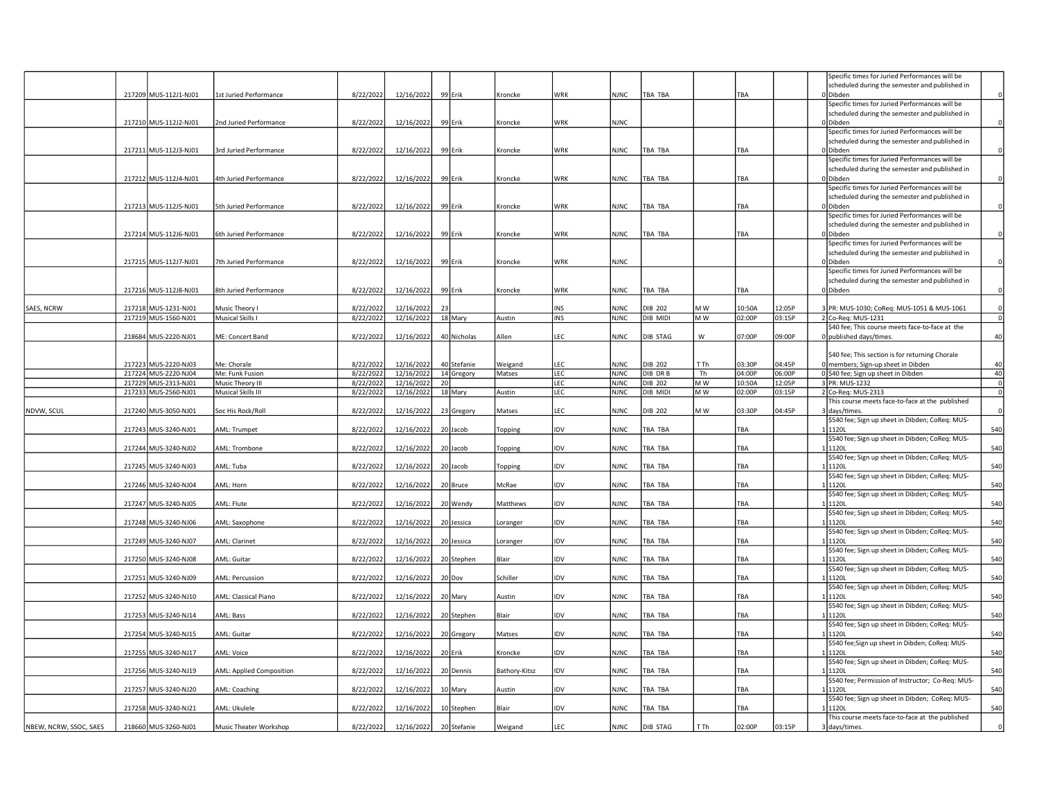|  |  |  |  |  |  |  |  |  |  |  |  |  |  |  |  |  |
|---|---|---|---|---|---|---|---|---|---|---|---|---|---|---|---|---|
|  | 217209 | MUS-112J1-NJ01 | 1st Juried Performance | 8/22/2022 | 12/16/2022 | 99 | Erik | Kroncke | WRK | NJNC | TBA TBA |  | TBA |  | 0 | Specific times for Juried Performances will be scheduled during the semester and published in Dibden | 0 |
|  | 217210 | MUS-112J2-NJ01 | 2nd Juried Performance | 8/22/2022 | 12/16/2022 | 99 | Erik | Kroncke | WRK | NJNC |  |  |  |  | 0 | Specific times for Juried Performances will be scheduled during the semester and published in Dibden | 0 |
|  | 217211 | MUS-112J3-NJ01 | 3rd Juried Performance | 8/22/2022 | 12/16/2022 | 99 | Erik | Kroncke | WRK | NJNC | TBA TBA |  | TBA |  | 0 | Specific times for Juried Performances will be scheduled during the semester and published in Dibden | 0 |
|  | 217212 | MUS-112J4-NJ01 | 4th Juried Performance | 8/22/2022 | 12/16/2022 | 99 | Erik | Kroncke | WRK | NJNC | TBA TBA |  | TBA |  | 0 | Specific times for Juried Performances will be scheduled during the semester and published in Dibden | 0 |
|  | 217213 | MUS-112J5-NJ01 | 5th Juried Performance | 8/22/2022 | 12/16/2022 | 99 | Erik | Kroncke | WRK | NJNC | TBA TBA |  | TBA |  | 0 | Specific times for Juried Performances will be scheduled during the semester and published in Dibden | 0 |
|  | 217214 | MUS-112J6-NJ01 | 6th Juried Performance | 8/22/2022 | 12/16/2022 | 99 | Erik | Kroncke | WRK | NJNC | TBA TBA |  | TBA |  | 0 | Specific times for Juried Performances will be scheduled during the semester and published in Dibden | 0 |
|  | 217215 | MUS-112J7-NJ01 | 7th Juried Performance | 8/22/2022 | 12/16/2022 | 99 | Erik | Kroncke | WRK | NJNC |  |  |  |  | 0 | Specific times for Juried Performances will be scheduled during the semester and published in Dibden | 0 |
|  | 217216 | MUS-112J8-NJ01 | 8th Juried Performance | 8/22/2022 | 12/16/2022 | 99 | Erik | Kroncke | WRK | NJNC | TBA TBA |  | TBA |  | 0 | Specific times for Juried Performances will be scheduled during the semester and published in Dibden | 0 |
| SAES, NCRW | 217218 | MUS-1231-NJ01 | Music Theory I | 8/22/2022 | 12/16/2022 | 23 |  |  | INS | NJNC | DIB 202 | M W | 10:50A | 12:05P | 3 | PR: MUS-1030; CoReq: MUS-1051 & MUS-1061 | 0 |
|  | 217219 | MUS-1560-NJ01 | Musical Skills I | 8/22/2022 | 12/16/2022 | 18 | Mary | Austin | INS | NJNC | DIB MIDI | M W | 02:00P | 03:15P | 2 | Co-Req: MUS-1231 | 0 |
|  | 218684 | MUS-2220-NJ01 | ME: Concert Band | 8/22/2022 | 12/16/2022 | 40 | Nicholas | Allen | LEC | NJNC | DIB STAG | W | 07:00P | 09:00P | 0 | $40 fee; This course meets face-to-face at the published days/times. | 40 |
|  | 217223 | MUS-2220-NJ03 | Me: Chorale | 8/22/2022 | 12/16/2022 | 40 | Stefanie | Weigand | LEC | NJNC | DIB 202 | T Th | 03:30P | 04:45P | 0 | $40 fee; This section is for returning Chorale members; Sign-up sheet in Dibden | 40 |
|  | 217224 | MUS-2220-NJ04 | Me: Funk Fusion | 8/22/2022 | 12/16/2022 | 14 | Gregory | Matses | LEC | NJNC | DIB DR B | Th | 04:00P | 06:00P | 0 | $40 fee; Sign up sheet in Dibden | 40 |
|  | 217229 | MUS-2313-NJ01 | Music Theory III | 8/22/2022 | 12/16/2022 | 20 |  |  | LEC | NJNC | DIB 202 | M W | 10:50A | 12:05P | 3 | PR: MUS-1232 | 0 |
|  | 217233 | MUS-2560-NJ01 | Musical Skills III | 8/22/2022 | 12/16/2022 | 18 | Mary | Austin | LEC | NJNC | DIB MIDI | M W | 02:00P | 03:15P | 2 | Co-Req: MUS-2313 | 0 |
| NDVW, SCUL | 217240 | MUS-3050-NJ01 | Soc His Rock/Roll | 8/22/2022 | 12/16/2022 | 23 | Gregory | Matses | LEC | NJNC | DIB 202 | M W | 03:30P | 04:45P | 3 | This course meets face-to-face at the published days/times. | 0 |
|  | 217243 | MUS-3240-NJ01 | AML: Trumpet | 8/22/2022 | 12/16/2022 | 20 | Jacob | Topping | IDV | NJNC | TBA TBA |  | TBA |  | 1 | $540 fee; Sign up sheet in Dibden; CoReq: MUS-1120L | 540 |
|  | 217244 | MUS-3240-NJ02 | AML: Trombone | 8/22/2022 | 12/16/2022 | 20 | Jacob | Topping | IDV | NJNC | TBA TBA |  | TBA |  | 1 | $540 fee; Sign up sheet in Dibden; CoReq: MUS-1120L | 540 |
|  | 217245 | MUS-3240-NJ03 | AML: Tuba | 8/22/2022 | 12/16/2022 | 20 | Jacob | Topping | IDV | NJNC | TBA TBA |  | TBA |  | 1 | $540 fee; Sign up sheet in Dibden; CoReq: MUS-1120L | 540 |
|  | 217246 | MUS-3240-NJ04 | AML: Horn | 8/22/2022 | 12/16/2022 | 20 | Bruce | McRae | IDV | NJNC | TBA TBA |  | TBA |  | 1 | $540 fee; Sign up sheet in Dibden; CoReq: MUS-1120L | 540 |
|  | 217247 | MUS-3240-NJ05 | AML: Flute | 8/22/2022 | 12/16/2022 | 20 | Wendy | Matthews | IDV | NJNC | TBA TBA |  | TBA |  | 1 | $540 fee; Sign up sheet in Dibden; CoReq: MUS-1120L | 540 |
|  | 217248 | MUS-3240-NJ06 | AML: Saxophone | 8/22/2022 | 12/16/2022 | 20 | Jessica | Loranger | IDV | NJNC | TBA TBA |  | TBA |  | 1 | $540 fee; Sign up sheet in Dibden; CoReq: MUS-1120L | 540 |
|  | 217249 | MUS-3240-NJ07 | AML: Clarinet | 8/22/2022 | 12/16/2022 | 20 | Jessica | Loranger | IDV | NJNC | TBA TBA |  | TBA |  | 1 | $540 fee; Sign up sheet in Dibden; CoReq: MUS-1120L | 540 |
|  | 217250 | MUS-3240-NJ08 | AML: Guitar | 8/22/2022 | 12/16/2022 | 20 | Stephen | Blair | IDV | NJNC | TBA TBA |  | TBA |  | 1 | $540 fee; Sign up sheet in Dibden; CoReq: MUS-1120L | 540 |
|  | 217251 | MUS-3240-NJ09 | AML: Percussion | 8/22/2022 | 12/16/2022 | 20 | Dov | Schiller | IDV | NJNC | TBA TBA |  | TBA |  | 1 | $540 fee; Sign up sheet in Dibden; CoReq: MUS-1120L | 540 |
|  | 217252 | MUS-3240-NJ10 | AML: Classical Piano | 8/22/2022 | 12/16/2022 | 20 | Mary | Austin | IDV | NJNC | TBA TBA |  | TBA |  | 1 | $540 fee; Sign up sheet in Dibden; CoReq: MUS-1120L | 540 |
|  | 217253 | MUS-3240-NJ14 | AML: Bass | 8/22/2022 | 12/16/2022 | 20 | Stephen | Blair | IDV | NJNC | TBA TBA |  | TBA |  | 1 | $540 fee; Sign up sheet in Dibden; CoReq: MUS-1120L | 540 |
|  | 217254 | MUS-3240-NJ15 | AML: Guitar | 8/22/2022 | 12/16/2022 | 20 | Gregory | Matses | IDV | NJNC | TBA TBA |  | TBA |  | 1 | $540 fee; Sign up sheet in Dibden; CoReq: MUS-1120L | 540 |
|  | 217255 | MUS-3240-NJ17 | AML: Voice | 8/22/2022 | 12/16/2022 | 20 | Erik | Kroncke | IDV | NJNC | TBA TBA |  | TBA |  | 1 | $540 fee;Sign up sheet in Dibden; CoReq: MUS-1120L | 540 |
|  | 217256 | MUS-3240-NJ19 | AML: Applied Composition | 8/22/2022 | 12/16/2022 | 20 | Dennis | Bathory-Kitsz | IDV | NJNC | TBA TBA |  | TBA |  | 1 | $540 fee; Sign up sheet in Dibden; CoReq: MUS-1120L | 540 |
|  | 217257 | MUS-3240-NJ20 | AML: Coaching | 8/22/2022 | 12/16/2022 | 10 | Mary | Austin | IDV | NJNC | TBA TBA |  | TBA |  | 1 | $540 fee; Permission of Instructor; Co-Req: MUS-1120L | 540 |
|  | 217258 | MUS-3240-NJ21 | AML: Ukulele | 8/22/2022 | 12/16/2022 | 10 | Stephen | Blair | IDV | NJNC | TBA TBA |  | TBA |  | 1 | $540 fee; Sign up sheet in Dibden; CoReq: MUS-1120L | 540 |
| NBEW, NCRW, SSOC, SAES | 218660 | MUS-3260-NJ01 | Music Theater Workshop | 8/22/2022 | 12/16/2022 | 20 | Stefanie | Weigand | LEC | NJNC | DIB STAG | T Th | 02:00P | 03:15P | 3 | This course meets face-to-face at the published days/times. | 0 |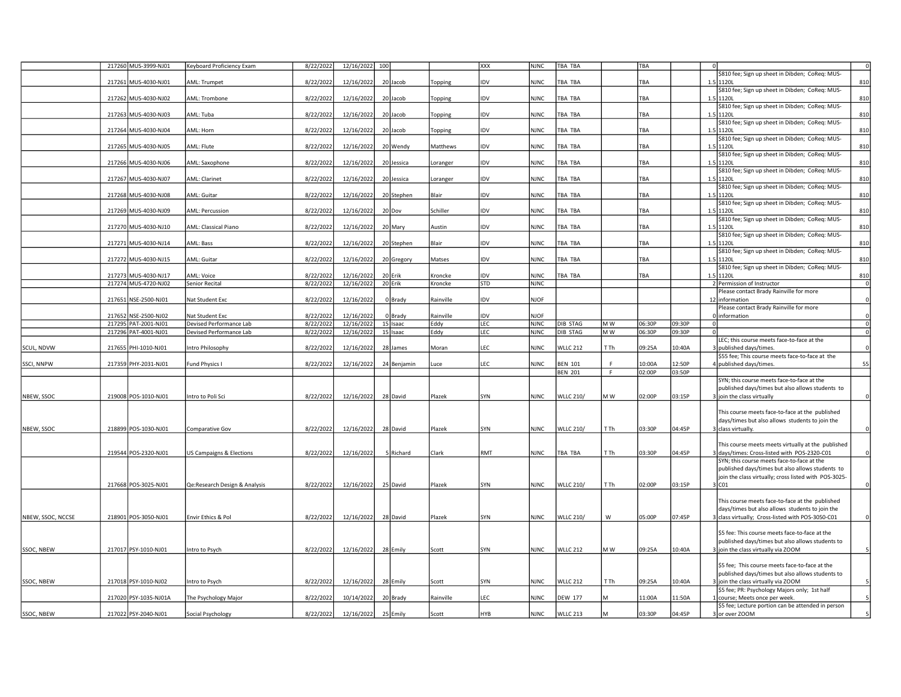| | | | | | | | | | | | | | | | | | |
|---|---|---|---|---|---|---|---|---|---|---|---|---|---|---|---|---|---|
| | 217260 | MUS-3999-NJ01 | Keyboard Proficiency Exam | 8/22/2022 | 12/16/2022 | 100 | | | XXX | NJNC | TBA TBA | | TBA | | 0 | | 0 |
| | 217261 | MUS-4030-NJ01 | AML: Trumpet | 8/22/2022 | 12/16/2022 | 20 | Jacob | Topping | IDV | NJNC | TBA TBA | | TBA | | 1.5 | $810 fee; Sign up sheet in Dibden; CoReq: MUS-1120L | 810 |
| | 217262 | MUS-4030-NJ02 | AML: Trombone | 8/22/2022 | 12/16/2022 | 20 | Jacob | Topping | IDV | NJNC | TBA TBA | | TBA | | 1.5 | $810 fee; Sign up sheet in Dibden; CoReq: MUS-1120L | 810 |
| | 217263 | MUS-4030-NJ03 | AML: Tuba | 8/22/2022 | 12/16/2022 | 20 | Jacob | Topping | IDV | NJNC | TBA TBA | | TBA | | 1.5 | $810 fee; Sign up sheet in Dibden; CoReq: MUS-1120L | 810 |
| | 217264 | MUS-4030-NJ04 | AML: Horn | 8/22/2022 | 12/16/2022 | 20 | Jacob | Topping | IDV | NJNC | TBA TBA | | TBA | | 1.5 | $810 fee; Sign up sheet in Dibden; CoReq: MUS-1120L | 810 |
| | 217265 | MUS-4030-NJ05 | AML: Flute | 8/22/2022 | 12/16/2022 | 20 | Wendy | Matthews | IDV | NJNC | TBA TBA | | TBA | | 1.5 | $810 fee; Sign up sheet in Dibden; CoReq: MUS-1120L | 810 |
| | 217266 | MUS-4030-NJ06 | AML: Saxophone | 8/22/2022 | 12/16/2022 | 20 | Jessica | Loranger | IDV | NJNC | TBA TBA | | TBA | | 1.5 | $810 fee; Sign up sheet in Dibden; CoReq: MUS-1120L | 810 |
| | 217267 | MUS-4030-NJ07 | AML: Clarinet | 8/22/2022 | 12/16/2022 | 20 | Jessica | Loranger | IDV | NJNC | TBA TBA | | TBA | | 1.5 | $810 fee; Sign up sheet in Dibden; CoReq: MUS-1120L | 810 |
| | 217268 | MUS-4030-NJ08 | AML: Guitar | 8/22/2022 | 12/16/2022 | 20 | Stephen | Blair | IDV | NJNC | TBA TBA | | TBA | | 1.5 | $810 fee; Sign up sheet in Dibden; CoReq: MUS-1120L | 810 |
| | 217269 | MUS-4030-NJ09 | AML: Percussion | 8/22/2022 | 12/16/2022 | 20 | Dov | Schiller | IDV | NJNC | TBA TBA | | TBA | | 1.5 | $810 fee; Sign up sheet in Dibden; CoReq: MUS-1120L | 810 |
| | 217270 | MUS-4030-NJ10 | AML: Classical Piano | 8/22/2022 | 12/16/2022 | 20 | Mary | Austin | IDV | NJNC | TBA TBA | | TBA | | 1.5 | $810 fee; Sign up sheet in Dibden; CoReq: MUS-1120L | 810 |
| | 217271 | MUS-4030-NJ14 | AML: Bass | 8/22/2022 | 12/16/2022 | 20 | Stephen | Blair | IDV | NJNC | TBA TBA | | TBA | | 1.5 | $810 fee; Sign up sheet in Dibden; CoReq: MUS-1120L | 810 |
| | 217272 | MUS-4030-NJ15 | AML: Guitar | 8/22/2022 | 12/16/2022 | 20 | Gregory | Matses | IDV | NJNC | TBA TBA | | TBA | | 1.5 | $810 fee; Sign up sheet in Dibden; CoReq: MUS-1120L | 810 |
| | 217273 | MUS-4030-NJ17 | AML: Voice | 8/22/2022 | 12/16/2022 | 20 | Erik | Kroncke | IDV | NJNC | TBA TBA | | TBA | | 1.5 | $810 fee; Sign up sheet in Dibden; CoReq: MUS-1120L | 810 |
| | 217274 | MUS-4720-NJ02 | Senior Recital | 8/22/2022 | 12/16/2022 | 20 | Erik | Kroncke | STD | NJNC | | | | | 2 | Permission of Instructor | 0 |
| | 217651 | NSE-2500-NJ01 | Nat Student Exc | 8/22/2022 | 12/16/2022 | 0 | Brady | Rainville | IDV | NJOF | | | | | 12 | Please contact Brady Rainville for more information | 0 |
| | 217652 | NSE-2500-NJ02 | Nat Student Exc | 8/22/2022 | 12/16/2022 | 0 | Brady | Rainville | IDV | NJOF | | | | | 0 | Please contact Brady Rainville for more information | 0 |
| | 217295 | PAT-2001-NJ01 | Devised Performance Lab | 8/22/2022 | 12/16/2022 | 15 | Isaac | Eddy | LEC | NJNC | DIB STAG | M W | 06:30P | 09:30P | 0 | | 0 |
| | 217296 | PAT-4001-NJ01 | Devised Performance Lab | 8/22/2022 | 12/16/2022 | 15 | Isaac | Eddy | LEC | NJNC | DIB STAG | M W | 06:30P | 09:30P | 0 | | 0 |
| SCUL, NDVW | 217655 | PHI-1010-NJ01 | Intro Philosophy | 8/22/2022 | 12/16/2022 | 28 | James | Moran | LEC | NJNC | WLLC 212 | T Th | 09:25A | 10:40A | 3 | LEC; this course meets face-to-face at the published days/times. | 0 |
| SSCI, NNPW | 217359 | PHY-2031-NJ01 | Fund Physics I | 8/22/2022 | 12/16/2022 | 24 | Benjamin | Luce | LEC | NJNC | BEN 101 | F | 10:00A | 12:50P | 4 | $55 fee; This course meets face-to-face at the published days/times. | 55 |
| | | | | | | | | | | | BEN 201 | F | 02:00P | 03:50P | | | |
| NBEW, SSOC | 219008 | POS-1010-NJ01 | Intro to Poli Sci | 8/22/2022 | 12/16/2022 | 28 | David | Plazek | SYN | NJNC | WLLC 210/ | M W | 02:00P | 03:15P | 3 | SYN; this course meets face-to-face at the published days/times but also allows students to join the class virtually | 0 |
| NBEW, SSOC | 218899 | POS-1030-NJ01 | Comparative Gov | 8/22/2022 | 12/16/2022 | 28 | David | Plazek | SYN | NJNC | WLLC 210/ | T Th | 03:30P | 04:45P | 3 | This course meets face-to-face at the published days/times but also allows students to join the class virtually. | 0 |
| | 219544 | POS-2320-NJ01 | US Campaigns & Elections | 8/22/2022 | 12/16/2022 | 5 | Richard | Clark | RMT | NJNC | TBA TBA | T Th | 03:30P | 04:45P | 3 | This course meets meets virtually at the published days/times: Cross-listed with POS-2320-C01 | 0 |
| | 217668 | POS-3025-NJ01 | Qe:Research Design & Analysis | 8/22/2022 | 12/16/2022 | 25 | David | Plazek | SYN | NJNC | WLLC 210/ | T Th | 02:00P | 03:15P | 3 | SYN; this course meets face-to-face at the published days/times but also allows students to join the class virtually; cross listed with POS-3025-C01 | 0 |
| NBEW, SSOC, NCCSE | 218901 | POS-3050-NJ01 | Envir Ethics & Pol | 8/22/2022 | 12/16/2022 | 28 | David | Plazek | SYN | NJNC | WLLC 210/ | W | 05:00P | 07:45P | 3 | This course meets face-to-face at the published days/times but also allows students to join the class virtually; Cross-listed with POS-3050-C01 | 0 |
| SSOC, NBEW | 217017 | PSY-1010-NJ01 | Intro to Psych | 8/22/2022 | 12/16/2022 | 28 | Emily | Scott | SYN | NJNC | WLLC 212 | M W | 09:25A | 10:40A | 3 | $5 fee: This course meets face-to-face at the published days/times but also allows students to join the class virtually via ZOOM | 5 |
| SSOC, NBEW | 217018 | PSY-1010-NJ02 | Intro to Psych | 8/22/2022 | 12/16/2022 | 28 | Emily | Scott | SYN | NJNC | WLLC 212 | T Th | 09:25A | 10:40A | 3 | $5 fee; This course meets face-to-face at the published days/times but also allows students to join the class virtually via ZOOM | 5 |
| | 217020 | PSY-1035-NJ01A | The Psychology Major | 8/22/2022 | 10/14/2022 | 20 | Brady | Rainville | LEC | NJNC | DEW 177 | M | 11:00A | 11:50A | 1 | $5 fee; PR: Psychology Majors only; 1st half course; Meets once per week. | 5 |
| SSOC, NBEW | 217022 | PSY-2040-NJ01 | Social Psychology | 8/22/2022 | 12/16/2022 | 25 | Emily | Scott | HYB | NJNC | WLLC 213 | M | 03:30P | 04:45P | 3 | $5 fee; Lecture portion can be attended in person or over ZOOM | 5 |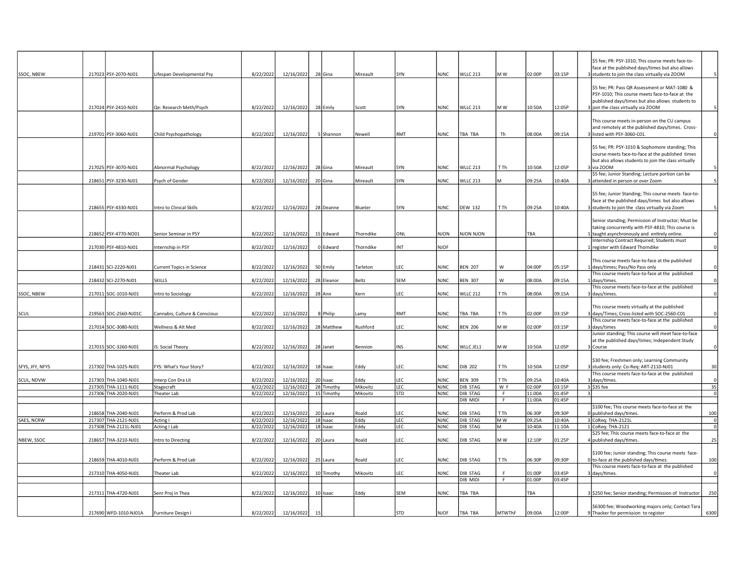| | | | | | | | | | | | | | | | | | |
|---|---|---|---|---|---|---|---|---|---|---|---|---|---|---|---|---|---|
| SSOC, NBEW | 217023 | PSY-2070-NJ01 | Lifespan Developmental Psy | 8/22/2022 | 12/16/2022 | 28 | Gina | Mireault | SYN | NJNC | WLLC 213 | M W | 02:00P | 03:15P | 3 | $5 fee; PR: PSY-1010; This course meets face-to-face at the published days/times but also allows students to join the class virtually via ZOOM | 5 |
| | 217024 | PSY-2410-NJ01 | Qe: Research Meth/Psych | 8/22/2022 | 12/16/2022 | 28 | Emily | Scott | SYN | NJNC | WLLC 213 | M W | 10:50A | 12:05P | 3 | $5 fee; PR: Pass QR Assessment or MAT-1080 & PSY-1010; This course meets face-to-face at the published days/times but also allows students to join the class virtually via ZOOM | 5 |
| | 219701 | PSY-3060-NJ01 | Child Psychopathology | 8/22/2022 | 12/16/2022 | 5 | Shannon | Newell | RMT | NJNC | TBA TBA | Th | 08:00A | 09:15A | 3 | This course meets in-person on the CU campus and remotely at the published days/times. Cross-listed with PSY-3060-C01. | 0 |
| | 217025 | PSY-3070-NJ01 | Abnormal Psychology | 8/22/2022 | 12/16/2022 | 28 | Gina | Mireault | SYN | NJNC | WLLC 213 | T Th | 10:50A | 12:05P | 3 | $5 fee; PR: PSY-1010 & Sophomore standing; This course meets face-to-face at the published times but also allows students to join the class virtually via ZOOM | 5 |
| | 218651 | PSY-3230-NJ01 | Psych of Gender | 8/22/2022 | 12/16/2022 | 20 | Gina | Mireault | SYN | NJNC | WLLC 213 | M | 09:25A | 10:40A | 3 | $5 fee; Junior Standing; Lecture portion can be attended in person or over Zoom | 5 |
| | 218655 | PSY-4330-NJ01 | Intro to Clinical Skills | 8/22/2022 | 12/16/2022 | 28 | Deanne | Blueter | SYN | NJNC | DEW 132 | T Th | 09:25A | 10:40A | 3 | $5 fee; Junior Standing; This course meets face-to-face at the published days/times but also allows students to join the class virtually via Zoom | 5 |
| | 218652 | PSY-4770-NO01 | Senior Seminar in PSY | 8/22/2022 | 12/16/2022 | 15 | Edward | Thorndike | ONL | NJON | NJON NJON | | TBA | | 1 | Senior standing; Permission of Instructor; Must be taking concurrently with PSY-4810; This course is taught asynchronously and entirely online. | 0 |
| | 217030 | PSY-4810-NJ01 | Internship in PSY | 8/22/2022 | 12/16/2022 | 0 | Edward | Thorndike | INT | NJOF | | | | | 1 | Internship Contract Required; Students must register with Edward Thorndike | 0 |
| | 218431 | SCI-2220-NJ01 | Current Topics in Science | 8/22/2022 | 12/16/2022 | 50 | Emily | Tarleton | LEC | NJNC | BEN 207 | W | 04:00P | 05:15P | 1 | This course meets face-to-face at the published days/times; Pass/No Pass only | 0 |
| | 218432 | SCI-2270-NJ01 | SKILLS | 8/22/2022 | 12/16/2022 | 28 | Eleanor | Beltz | SEM | NJNC | BEN 307 | W | 08:00A | 09:15A | 1 | This course meets face-to-face at the published days/times. | 0 |
| SSOC, NBEW | 217011 | SOC-1010-NJ01 | Intro to Sociology | 8/22/2022 | 12/16/2022 | 28 | Ann | Kern | LEC | NJNC | WLLC 212 | T Th | 08:00A | 09:15A | 3 | This course meets face-to-face at the published days/times. | 0 |
| SCUL | 219563 | SOC-2560-NJ01C | Cannabis, Culture & Conscious | 8/22/2022 | 12/16/2022 | 8 | Philip | Lamy | RMT | NJNC | TBA TBA | T Th | 02:00P | 03:15P | 3 | This course meets virtually at the published days/Times; Cross-listed with SOC-2560-C01 | 0 |
| | 217014 | SOC-3080-NJ01 | Wellness & Alt Med | 8/22/2022 | 12/16/2022 | 28 | Matthew | Rushford | LEC | NJNC | BEN 206 | M W | 02:00P | 03:15P | 3 | This course meets face-to-face at the published days/times | 0 |
| | 217015 | SOC-3260-NJ01 | IS: Social Theory | 8/22/2022 | 12/16/2022 | 28 | Janet | Bennion | INS | NJNC | WLLC JEL1 | M W | 10:50A | 12:05P | 3 | Junior standing; This course will meet face-to-face at the published days/times; Independent Study Course | 0 |
| SFYS, JFY, NFYS | 217302 | THA-1025-NJ01 | FYS: What's Your Story? | 8/22/2022 | 12/16/2022 | 18 | Isaac | Eddy | LEC | NJNC | DIB 202 | T Th | 10:50A | 12:05P | 3 | $30 fee; Freshmen only; Learning Community students only: Co-Req: ART-2110-NJ01 | 30 |
| SCUL, NDVW | 217303 | THA-1040-NJ01 | Interp Con Dra Lit | 8/22/2022 | 12/16/2022 | 20 | Isaac | Eddy | LEC | NJNC | BEN 309 | T Th | 09:25A | 10:40A | 3 | This course meets face-to-face at the published days/times. | 0 |
| | 217305 | THA-1111-NJ01 | Stagecraft | 8/22/2022 | 12/16/2022 | 28 | Timothy | Mikovitz | LEC | NJNC | DIB STAG | W F | 02:00P | 03:15P | 3 | $35 fee | 35 |
| | 217306 | THA-2020-NJ01 | Theater Lab | 8/22/2022 | 12/16/2022 | 15 | Timothy | Mikovitz | STD | NJNC | DIB STAG | F | 11:00A | 01:45P | 3 | | 0 |
| | | | | | | | | | | | DIB MIDI | F | 11:00A | 01:45P | | | |
| | 218658 | THA-2040-NJ01 | Perform & Prod Lab | 8/22/2022 | 12/16/2022 | 20 | Laura | Roald | LEC | NJNC | DIB STAG | T Th | 06:30P | 09:30P | 0 | $100 fee; This course meets face-to-face at the published days/times. | 100 |
| SAES, NCRW | 217307 | THA-2121-NJ01 | Acting I | 8/22/2022 | 12/16/2022 | 18 | Isaac | Eddy | LEC | NJNC | DIB STAG | M W | 09:25A | 10:40A | 3 | CoReq: THA-2121L | 0 |
| | 217308 | THA-2121L-NJ01 | Acting I Lab | 8/22/2022 | 12/16/2022 | 18 | Isaac | Eddy | LEC | NJNC | DIB STAG | M | 10:40A | 11:10A | 1 | CoReq: THA-2121 | 0 |
| NBEW, SSOC | 218657 | THA-3210-NJ01 | Intro to Directing | 8/22/2022 | 12/16/2022 | 20 | Laura | Roald | LEC | NJNC | DIB STAG | M W | 12:10P | 01:25P | 4 | $25 fee; This course meets face-to-face at the published days/times. | 25 |
| | 218659 | THA-4010-NJ01 | Perform & Prod Lab | 8/22/2022 | 12/16/2022 | 25 | Laura | Roald | LEC | NJNC | DIB STAG | T Th | 06:30P | 09:30P | 0 | $100 fee; Junior standing; This course meets face-to-face at the published days/times. | 100 |
| | 217310 | THA-4050-NJ01 | Theater Lab | 8/22/2022 | 12/16/2022 | 10 | Timothy | Mikovitz | LEC | NJNC | DIB STAG | F | 01:00P | 03:45P | 3 | This course meets face-to-face at the published days/times. | 0 |
| | | | | | | | | | | | DIB MIDI | F | 01:00P | 03:45P | | | |
| | 217311 | THA-4720-NJ01 | Senr Proj in Thea | 8/22/2022 | 12/16/2022 | 10 | Isaac | Eddy | SEM | NJNC | TBA TBA | | TBA | | 3 | $250 fee; Senior standing; Permission of Instructor | 250 |
| | 217690 | WFD-1010-NJ01A | Furniture Design I | 8/22/2022 | 12/16/2022 | 15 | | | STD | NJOF | TBA TBA | MTWThF | 09:00A | 12:00P | 9 | $6300 fee; Woodworking majors only; Contact Tara Thacker for permission to register | 6300 |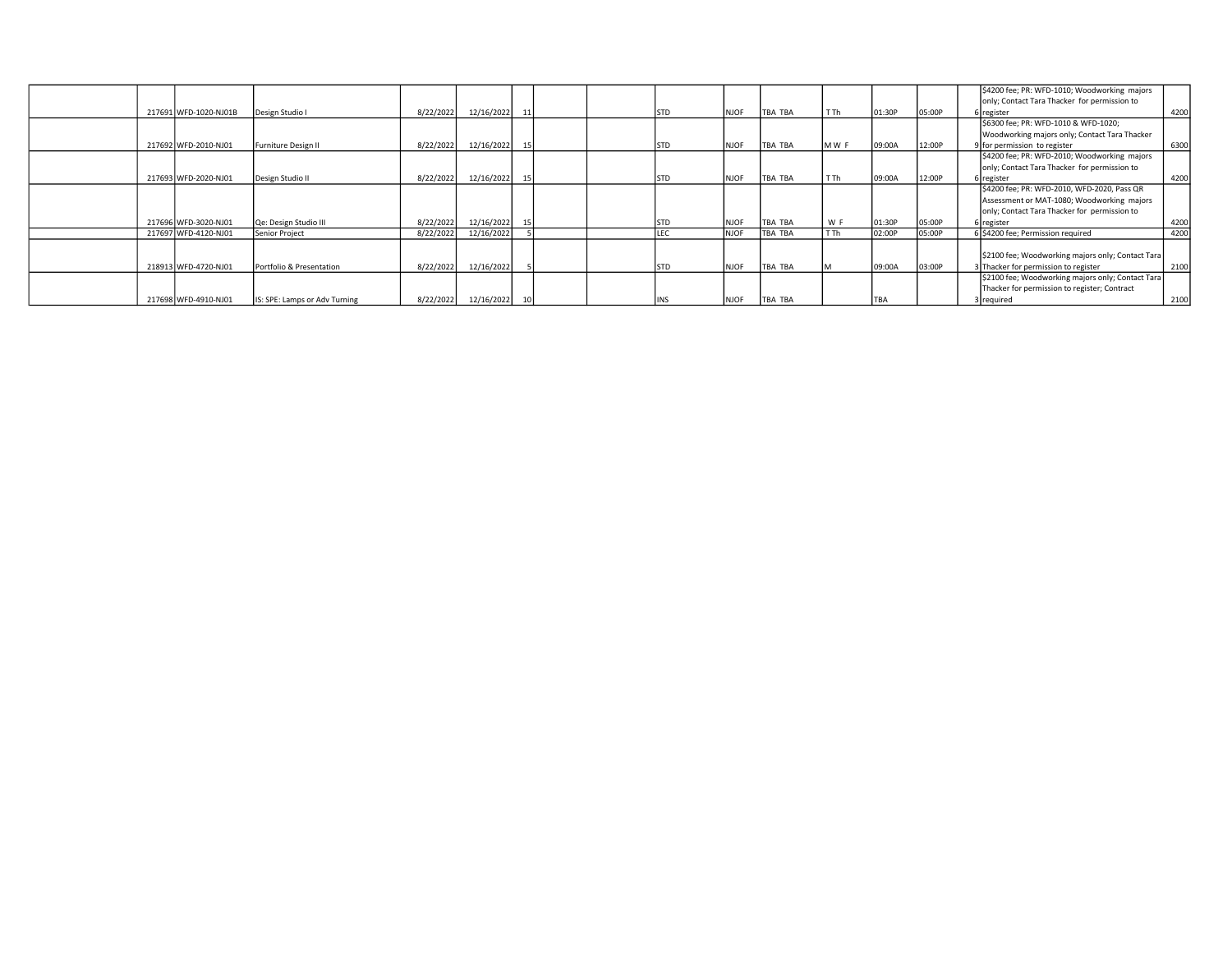| | | | | | | | | | | | | | | | | | |
|---|---|---|---|---|---|---|---|---|---|---|---|---|---|---|---|---|---|
| | 217691 | WFD-1020-NJ01B | Design Studio I | 8/22/2022 | 12/16/2022 | 11 | | | STD | NJOF | TBA TBA | T Th | 01:30P | 05:00P | 6 | $4200 fee; PR: WFD-1010; Woodworking majors only; Contact Tara Thacker for permission to register | 4200 |
| | 217692 | WFD-2010-NJ01 | Furniture Design II | 8/22/2022 | 12/16/2022 | 15 | | | STD | NJOF | TBA TBA | M W F | 09:00A | 12:00P | 9 | $6300 fee; PR: WFD-1010 & WFD-1020; Woodworking majors only; Contact Tara Thacker for permission to register | 6300 |
| | 217693 | WFD-2020-NJ01 | Design Studio II | 8/22/2022 | 12/16/2022 | 15 | | | STD | NJOF | TBA TBA | T Th | 09:00A | 12:00P | 6 | $4200 fee; PR: WFD-2010; Woodworking majors only; Contact Tara Thacker for permission to register | 4200 |
| | 217696 | WFD-3020-NJ01 | Qe: Design Studio III | 8/22/2022 | 12/16/2022 | 15 | | | STD | NJOF | TBA TBA | W F | 01:30P | 05:00P | 6 | $4200 fee; PR: WFD-2010, WFD-2020, Pass QR Assessment or MAT-1080; Woodworking majors only; Contact Tara Thacker for permission to register | 4200 |
| | 217697 | WFD-4120-NJ01 | Senior Project | 8/22/2022 | 12/16/2022 | 5 | | | LEC | NJOF | TBA TBA | T Th | 02:00P | 05:00P | 6 | $4200 fee; Permission required | 4200 |
| | 218913 | WFD-4720-NJ01 | Portfolio & Presentation | 8/22/2022 | 12/16/2022 | 5 | | | STD | NJOF | TBA TBA | M | 09:00A | 03:00P | 3 | $2100 fee; Woodworking majors only; Contact Tara Thacker for permission to register | 2100 |
| | 217698 | WFD-4910-NJ01 | IS: SPE: Lamps or Adv Turning | 8/22/2022 | 12/16/2022 | 10 | | | INS | NJOF | TBA TBA | | TBA | | 3 | $2100 fee; Woodworking majors only; Contact Tara Thacker for permission to register; Contract required | 2100 |